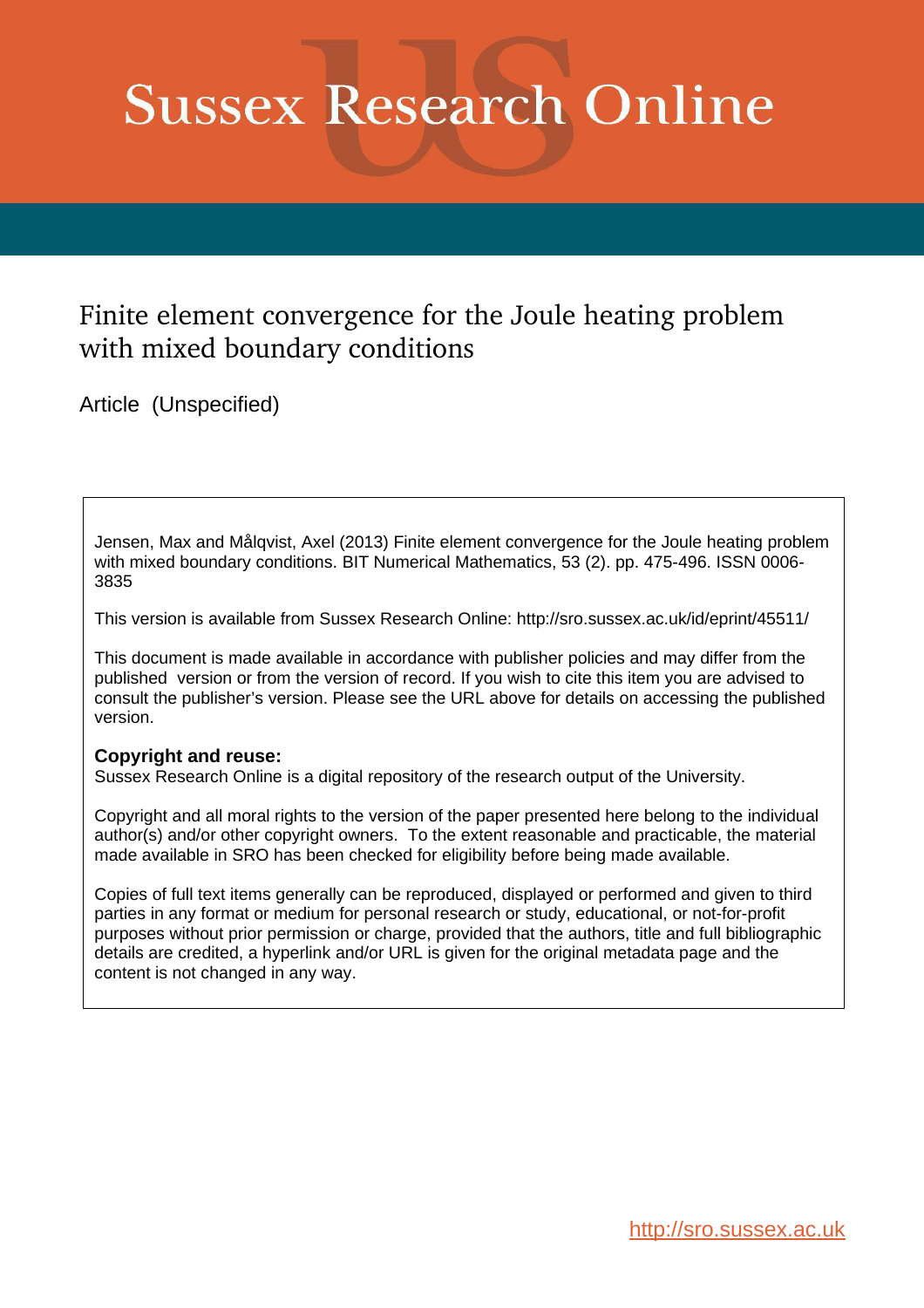# Sussex Research Online

## Finite element convergence for the Joule heating problem with mixed boundary conditions

Article (Unspecified)

Jensen, Max and Målqvist, Axel (2013) Finite element convergence for the Joule heating problem with mixed boundary conditions. BIT Numerical Mathematics, 53 (2). pp. 475-496. ISSN 0006-3835

This version is available from Sussex Research Online: http://sro.sussex.ac.uk/id/eprint/45511/

This document is made available in accordance with publisher policies and may differ from the published version or from the version of record. If you wish to cite this item you are advised to consult the publisher's version. Please see the URL above for details on accessing the published version.

**Copyright and reuse:**
Sussex Research Online is a digital repository of the research output of the University.

Copyright and all moral rights to the version of the paper presented here belong to the individual author(s) and/or other copyright owners. To the extent reasonable and practicable, the material made available in SRO has been checked for eligibility before being made available.

Copies of full text items generally can be reproduced, displayed or performed and given to third parties in any format or medium for personal research or study, educational, or not-for-profit purposes without prior permission or charge, provided that the authors, title and full bibliographic details are credited, a hyperlink and/or URL is given for the original metadata page and the content is not changed in any way.

http://sro.sussex.ac.uk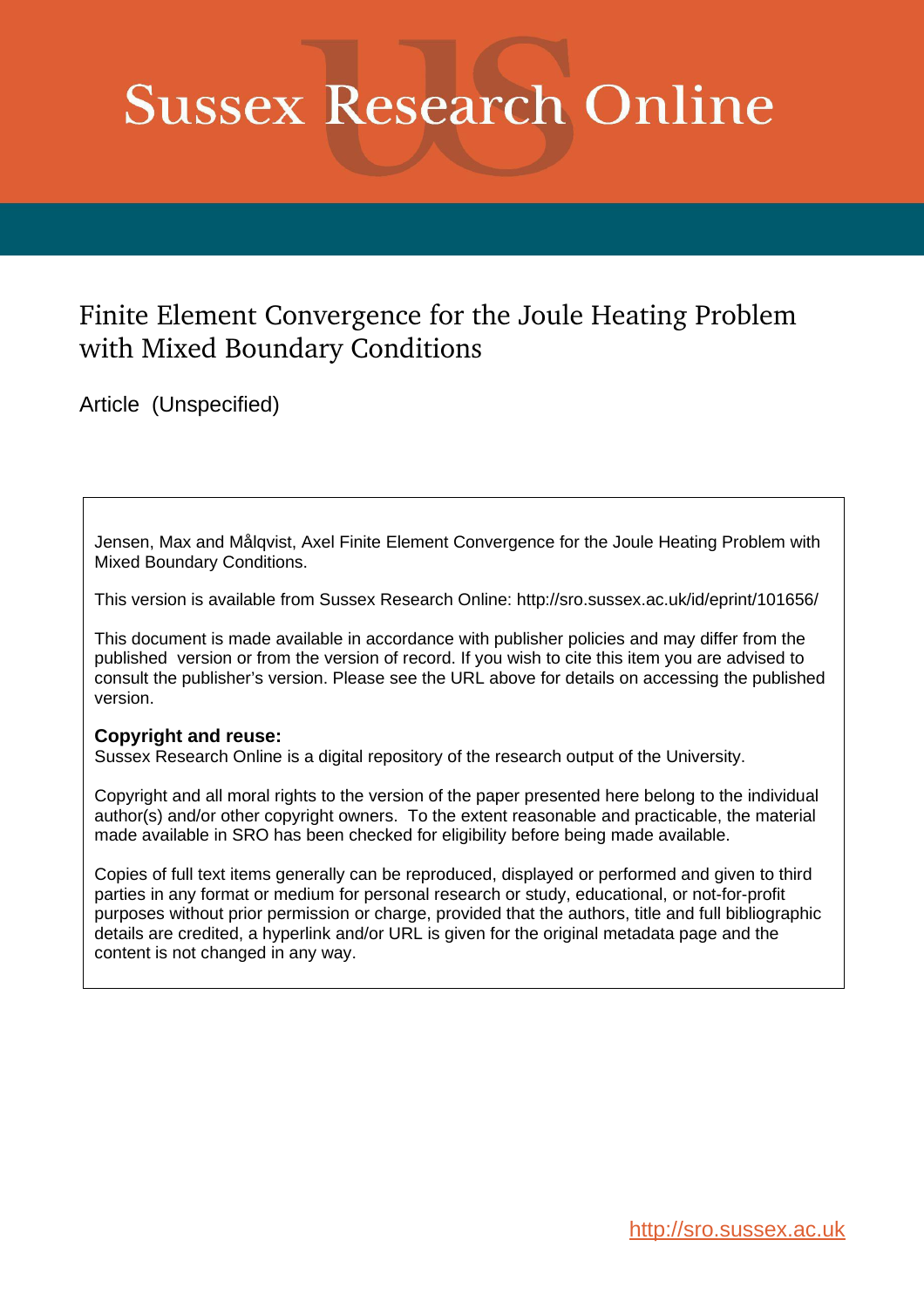# Sussex Research Online

## Finite Element Convergence for the Joule Heating Problem with Mixed Boundary Conditions

Article (Unspecified)

Jensen, Max and Målqvist, Axel Finite Element Convergence for the Joule Heating Problem with Mixed Boundary Conditions.

This version is available from Sussex Research Online: http://sro.sussex.ac.uk/id/eprint/101656/

This document is made available in accordance with publisher policies and may differ from the published version or from the version of record. If you wish to cite this item you are advised to consult the publisher's version. Please see the URL above for details on accessing the published version.

**Copyright and reuse:**
Sussex Research Online is a digital repository of the research output of the University.

Copyright and all moral rights to the version of the paper presented here belong to the individual author(s) and/or other copyright owners. To the extent reasonable and practicable, the material made available in SRO has been checked for eligibility before being made available.

Copies of full text items generally can be reproduced, displayed or performed and given to third parties in any format or medium for personal research or study, educational, or not-for-profit purposes without prior permission or charge, provided that the authors, title and full bibliographic details are credited, a hyperlink and/or URL is given for the original metadata page and the content is not changed in any way.

http://sro.sussex.ac.uk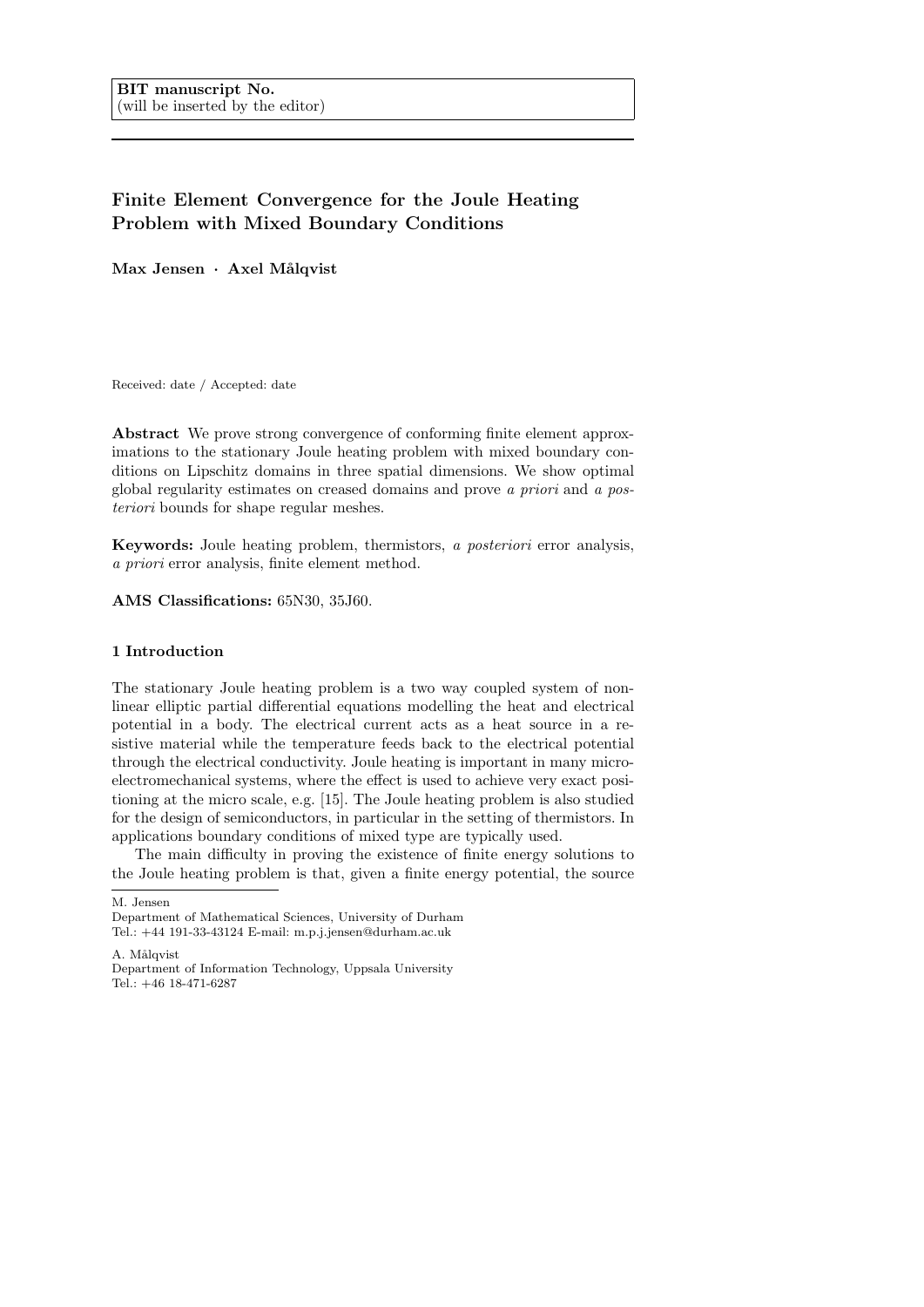BIT manuscript No.
(will be inserted by the editor)

# Finite Element Convergence for the Joule Heating Problem with Mixed Boundary Conditions

**Max Jensen · Axel Målqvist**

Received: date / Accepted: date

**Abstract** We prove strong convergence of conforming finite element approximations to the stationary Joule heating problem with mixed boundary conditions on Lipschitz domains in three spatial dimensions. We show optimal global regularity estimates on creased domains and prove *a priori* and *a posteriori* bounds for shape regular meshes.

**Keywords:** Joule heating problem, thermistors, *a posteriori* error analysis, *a priori* error analysis, finite element method.

**AMS Classifications:** 65N30, 35J60.

## 1 Introduction

The stationary Joule heating problem is a two way coupled system of nonlinear elliptic partial differential equations modelling the heat and electrical potential in a body. The electrical current acts as a heat source in a resistive material while the temperature feeds back to the electrical potential through the electrical conductivity. Joule heating is important in many microelectromechanical systems, where the effect is used to achieve very exact positioning at the micro scale, e.g. [15]. The Joule heating problem is also studied for the design of semiconductors, in particular in the setting of thermistors. In applications boundary conditions of mixed type are typically used.

The main difficulty in proving the existence of finite energy solutions to the Joule heating problem is that, given a finite energy potential, the source

M. Jensen
Department of Mathematical Sciences, University of Durham
Tel.: +44 191-33-43124 E-mail: m.p.j.jensen@durham.ac.uk

A. Målqvist
Department of Information Technology, Uppsala University
Tel.: +46 18-471-6287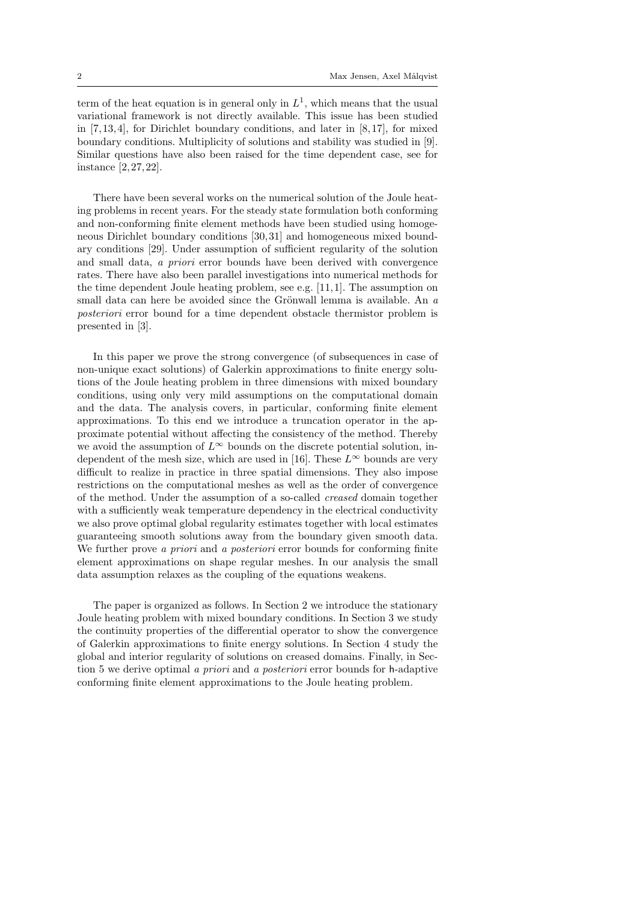term of the heat equation is in general only in $L^1$, which means that the usual variational framework is not directly available. This issue has been studied in [7,13,4], for Dirichlet boundary conditions, and later in [8,17], for mixed boundary conditions. Multiplicity of solutions and stability was studied in [9]. Similar questions have also been raised for the time dependent case, see for instance [2,27,22].

There have been several works on the numerical solution of the Joule heating problems in recent years. For the steady state formulation both conforming and non-conforming finite element methods have been studied using homogeneous Dirichlet boundary conditions [30,31] and homogeneous mixed boundary conditions [29]. Under assumption of sufficient regularity of the solution and small data, *a priori* error bounds have been derived with convergence rates. There have also been parallel investigations into numerical methods for the time dependent Joule heating problem, see e.g. [11,1]. The assumption on small data can here be avoided since the Grönwall lemma is available. An *a posteriori* error bound for a time dependent obstacle thermistor problem is presented in [3].

In this paper we prove the strong convergence (of subsequences in case of non-unique exact solutions) of Galerkin approximations to finite energy solutions of the Joule heating problem in three dimensions with mixed boundary conditions, using only very mild assumptions on the computational domain and the data. The analysis covers, in particular, conforming finite element approximations. To this end we introduce a truncation operator in the approximate potential without affecting the consistency of the method. Thereby we avoid the assumption of $L^\infty$ bounds on the discrete potential solution, independent of the mesh size, which are used in [16]. These $L^\infty$ bounds are very difficult to realize in practice in three spatial dimensions. They also impose restrictions on the computational meshes as well as the order of convergence of the method. Under the assumption of a so-called *creased* domain together with a sufficiently weak temperature dependency in the electrical conductivity we also prove optimal global regularity estimates together with local estimates guaranteeing smooth solutions away from the boundary given smooth data. We further prove *a priori* and *a posteriori* error bounds for conforming finite element approximations on shape regular meshes. In our analysis the small data assumption relaxes as the coupling of the equations weakens.

The paper is organized as follows. In Section 2 we introduce the stationary Joule heating problem with mixed boundary conditions. In Section 3 we study the continuity properties of the differential operator to show the convergence of Galerkin approximations to finite energy solutions. In Section 4 study the global and interior regularity of solutions on creased domains. Finally, in Section 5 we derive optimal *a priori* and *a posteriori* error bounds for $\mathsf{h}$-adaptive conforming finite element approximations to the Joule heating problem.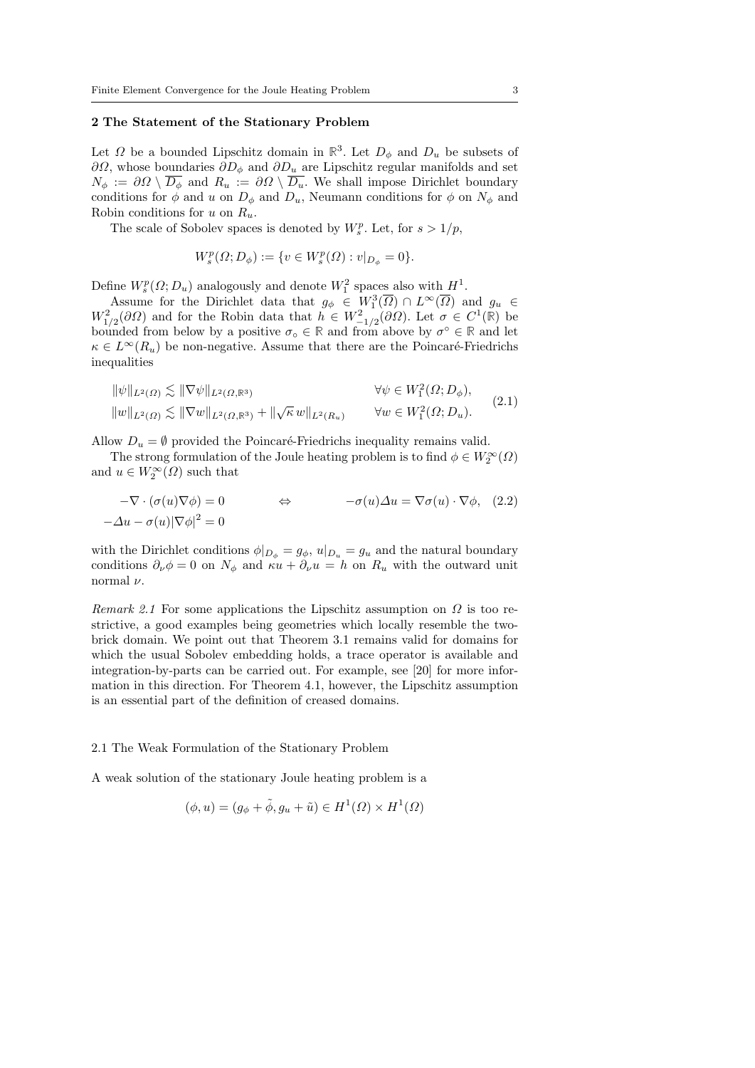## 2 The Statement of the Stationary Problem

Let $\Omega$ be a bounded Lipschitz domain in $\mathbb{R}^3$. Let $D_\phi$ and $D_u$ be subsets of $\partial\Omega$, whose boundaries $\partial D_\phi$ and $\partial D_u$ are Lipschitz regular manifolds and set $N_\phi := \partial\Omega \setminus \overline{D_\phi}$ and $R_u := \partial\Omega \setminus \overline{D_u}$. We shall impose Dirichlet boundary conditions for $\phi$ and $u$ on $D_\phi$ and $D_u$, Neumann conditions for $\phi$ on $N_\phi$ and Robin conditions for $u$ on $R_u$.

The scale of Sobolev spaces is denoted by $W_s^p$. Let, for $s > 1/p$,

$$W_s^p(\Omega; D_\phi) := \{v \in W_s^p(\Omega) : v|_{D_\phi} = 0\}.$$

Define $W_s^p(\Omega; D_u)$ analogously and denote $W_1^2$ spaces also with $H^1$.

Assume for the Dirichlet data that $g_\phi \in W_1^3(\overline{\Omega}) \cap L^\infty(\overline{\Omega})$ and $g_u \in W_{1/2}^2(\partial\Omega)$ and for the Robin data that $h \in W_{-1/2}^2(\partial\Omega)$. Let $\sigma \in C^1(\mathbb{R})$ be bounded from below by a positive $\sigma_\circ \in \mathbb{R}$ and from above by $\sigma^\circ \in \mathbb{R}$ and let $\kappa \in L^\infty(R_u)$ be non-negative. Assume that there are the Poincaré-Friedrichs inequalities

$$\begin{aligned}
\|\psi\|_{L^2(\Omega)} &\lesssim \|\nabla\psi\|_{L^2(\Omega,\mathbb{R}^3)} && \forall \psi \in W_1^2(\Omega; D_\phi), \\
\|w\|_{L^2(\Omega)} &\lesssim \|\nabla w\|_{L^2(\Omega,\mathbb{R}^3)} + \|\sqrt{\kappa}\, w\|_{L^2(R_u)} && \forall w \in W_1^2(\Omega; D_u).
\end{aligned} \tag{2.1}$$

Allow $D_u = \emptyset$ provided the Poincaré-Friedrichs inequality remains valid.

The strong formulation of the Joule heating problem is to find $\phi \in W_2^\infty(\Omega)$ and $u \in W_2^\infty(\Omega)$ such that

$$\begin{aligned}
-\nabla \cdot (\sigma(u)\nabla\phi) &= 0 \qquad \Leftrightarrow \qquad -\sigma(u)\Delta u = \nabla\sigma(u) \cdot \nabla\phi, \\
-\Delta u - \sigma(u)|\nabla\phi|^2 &= 0
\end{aligned} \tag{2.2}$$

with the Dirichlet conditions $\phi|_{D_\phi} = g_\phi$, $u|_{D_u} = g_u$ and the natural boundary conditions $\partial_\nu \phi = 0$ on $N_\phi$ and $\kappa u + \partial_\nu u = h$ on $R_u$ with the outward unit normal $\nu$.

*Remark 2.1* For some applications the Lipschitz assumption on $\Omega$ is too restrictive, a good examples being geometries which locally resemble the two-brick domain. We point out that Theorem 3.1 remains valid for domains for which the usual Sobolev embedding holds, a trace operator is available and integration-by-parts can be carried out. For example, see [20] for more information in this direction. For Theorem 4.1, however, the Lipschitz assumption is an essential part of the definition of creased domains.

### 2.1 The Weak Formulation of the Stationary Problem

A weak solution of the stationary Joule heating problem is a

$$(\phi, u) = (g_\phi + \tilde{\phi}, g_u + \tilde{u}) \in H^1(\Omega) \times H^1(\Omega)$$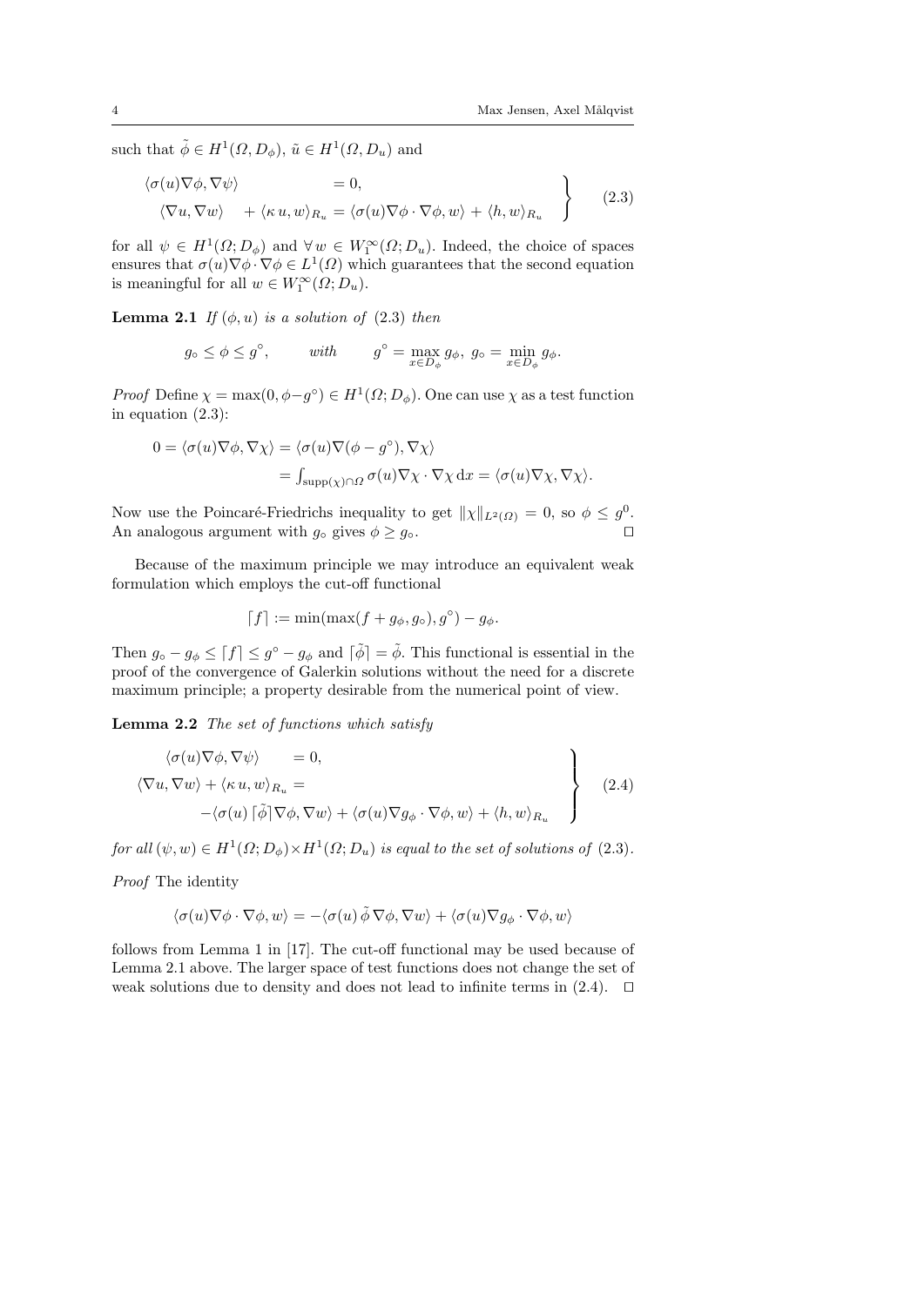such that $\tilde{\phi} \in H^1(\Omega, D_\phi)$, $\tilde{u} \in H^1(\Omega, D_u)$ and

$$
\left.
\begin{aligned}
\langle \sigma(u) \nabla \phi, \nabla \psi \rangle \qquad\qquad &= 0, \\
\langle \nabla u, \nabla w \rangle \quad + \langle \kappa\, u, w \rangle_{R_u} &= \langle \sigma(u) \nabla \phi \cdot \nabla \phi, w \rangle + \langle h, w \rangle_{R_u}
\end{aligned}
\right\} \qquad (2.3)
$$

for all $\psi \in H^1(\Omega; D_\phi)$ and $\forall\, w \in W_1^\infty(\Omega; D_u)$. Indeed, the choice of spaces ensures that $\sigma(u) \nabla \phi \cdot \nabla \phi \in L^1(\Omega)$ which guarantees that the second equation is meaningful for all $w \in W_1^\infty(\Omega; D_u)$.

**Lemma 2.1** *If $(\phi, u)$ is a solution of (2.3) then*

$$
g_\circ \le \phi \le g^\circ, \qquad \textit{with} \qquad g^\circ = \max_{x \in D_\phi} g_\phi,\; g_\circ = \min_{x \in D_\phi} g_\phi.
$$

*Proof* Define $\chi = \max(0, \phi - g^\circ) \in H^1(\Omega; D_\phi)$. One can use $\chi$ as a test function in equation (2.3):

$$
\begin{aligned}
0 = \langle \sigma(u) \nabla \phi, \nabla \chi \rangle &= \langle \sigma(u) \nabla (\phi - g^\circ), \nabla \chi \rangle \\
&= \textstyle\int_{\mathrm{supp}(\chi) \cap \Omega} \sigma(u) \nabla \chi \cdot \nabla \chi \,\mathrm{d}x = \langle \sigma(u) \nabla \chi, \nabla \chi \rangle.
\end{aligned}
$$

Now use the Poincaré-Friedrichs inequality to get $\|\chi\|_{L^2(\Omega)} = 0$, so $\phi \le g^0$. An analogous argument with $g_\circ$ gives $\phi \ge g_\circ$. $\square$

Because of the maximum principle we may introduce an equivalent weak formulation which employs the cut-off functional

$$
\lceil f \rceil := \min(\max(f + g_\phi, g_\circ), g^\circ) - g_\phi.
$$

Then $g_\circ - g_\phi \le \lceil f \rceil \le g^\circ - g_\phi$ and $\lceil \tilde{\phi} \rceil = \tilde{\phi}$. This functional is essential in the proof of the convergence of Galerkin solutions without the need for a discrete maximum principle; a property desirable from the numerical point of view.

**Lemma 2.2** *The set of functions which satisfy*

$$
\left.
\begin{aligned}
\langle \sigma(u) \nabla \phi, \nabla \psi \rangle \quad &= 0, \\
\langle \nabla u, \nabla w \rangle + \langle \kappa\, u, w \rangle_{R_u} &= \\
-\langle \sigma(u) \lceil \tilde{\phi} \rceil \nabla \phi, \nabla w \rangle &+ \langle \sigma(u) \nabla g_\phi \cdot \nabla \phi, w \rangle + \langle h, w \rangle_{R_u}
\end{aligned}
\right\} \qquad (2.4)
$$

*for all $(\psi, w) \in H^1(\Omega; D_\phi) \times H^1(\Omega; D_u)$ is equal to the set of solutions of (2.3).*

*Proof* The identity

$$
\langle \sigma(u) \nabla \phi \cdot \nabla \phi, w \rangle = -\langle \sigma(u)\, \tilde{\phi}\, \nabla \phi, \nabla w \rangle + \langle \sigma(u) \nabla g_\phi \cdot \nabla \phi, w \rangle
$$

follows from Lemma 1 in [17]. The cut-off functional may be used because of Lemma 2.1 above. The larger space of test functions does not change the set of weak solutions due to density and does not lead to infinite terms in (2.4). $\square$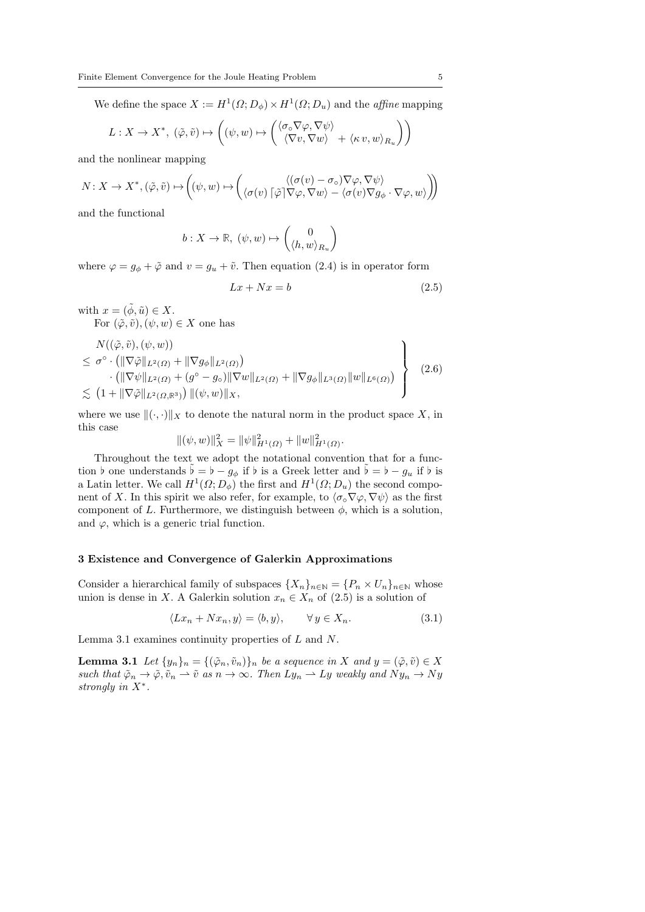We define the space $X := H^1(\Omega; D_\phi) \times H^1(\Omega; D_u)$ and the *affine* mapping

$$L : X \to X^*,\ (\tilde{\varphi}, \tilde{v}) \mapsto \left( (\psi, w) \mapsto \begin{pmatrix} \langle \sigma_\circ \nabla \varphi, \nabla \psi \rangle \\ \langle \nabla v, \nabla w \rangle \ \ + \langle \kappa\, v, w \rangle_{R_u} \end{pmatrix} \right)$$

and the nonlinear mapping

$$N : X \to X^*, (\tilde{\varphi}, \tilde{v}) \mapsto \left( (\psi, w) \mapsto \begin{pmatrix} \langle (\sigma(v) - \sigma_\circ) \nabla \varphi, \nabla \psi \rangle \\ \langle \sigma(v) \lceil \tilde{\varphi} \rceil \nabla \varphi, \nabla w \rangle - \langle \sigma(v) \nabla g_\phi \cdot \nabla \varphi, w \rangle \end{pmatrix} \right)$$

and the functional

$$b : X \to \mathbb{R},\ (\psi, w) \mapsto \begin{pmatrix} 0 \\ \langle h, w \rangle_{R_u} \end{pmatrix}$$

where $\varphi = g_\phi + \tilde{\varphi}$ and $v = g_u + \tilde{v}$. Then equation (2.4) is in operator form

$$Lx + Nx = b \tag{2.5}$$

with $x = (\tilde{\phi}, \tilde{u}) \in X$.

For $(\tilde{\varphi}, \tilde{v}), (\psi, w) \in X$ one has

$$\left.\begin{aligned} & N((\tilde{\varphi}, \tilde{v}), (\psi, w)) \\ & \le \sigma^\circ \cdot \left( \|\nabla \tilde{\varphi}\|_{L^2(\Omega)} + \|\nabla g_\phi\|_{L^2(\Omega)} \right) \\ & \quad \cdot \left( \|\nabla \psi\|_{L^2(\Omega)} + (g^\circ - g_\circ) \|\nabla w\|_{L^2(\Omega)} + \|\nabla g_\phi\|_{L^3(\Omega)} \|w\|_{L^6(\Omega)} \right) \\ & \lesssim \left( 1 + \|\nabla \tilde{\varphi}\|_{L^2(\Omega, \mathbb{R}^3)} \right) \|(\psi, w)\|_X, \end{aligned}\right\} \tag{2.6}$$

where we use $\|(\cdot,\cdot)\|_X$ to denote the natural norm in the product space $X$, in this case

$$\|(\psi, w)\|_X^2 = \|\psi\|_{H^1(\Omega)}^2 + \|w\|_{H^1(\Omega)}^2.$$

Throughout the text we adopt the notational convention that for a function $\flat$ one understands $\tilde{\flat} = \flat - g_\phi$ if $\flat$ is a Greek letter and $\tilde{\flat} = \flat - g_u$ if $\flat$ is a Latin letter. We call $H^1(\Omega; D_\phi)$ the first and $H^1(\Omega; D_u)$ the second component of $X$. In this spirit we also refer, for example, to $\langle \sigma_\circ \nabla \varphi, \nabla \psi \rangle$ as the first component of $L$. Furthermore, we distinguish between $\phi$, which is a solution, and $\varphi$, which is a generic trial function.

## 3 Existence and Convergence of Galerkin Approximations

Consider a hierarchical family of subspaces $\{X_n\}_{n \in \mathbb{N}} = \{P_n \times U_n\}_{n \in \mathbb{N}}$ whose union is dense in $X$. A Galerkin solution $x_n \in X_n$ of (2.5) is a solution of

$$\langle Lx_n + Nx_n, y \rangle = \langle b, y \rangle, \qquad \forall\, y \in X_n. \tag{3.1}$$

Lemma 3.1 examines continuity properties of $L$ and $N$.

**Lemma 3.1** *Let $\{y_n\}_n = \{(\tilde{\varphi}_n, \tilde{v}_n)\}_n$ be a sequence in $X$ and $y = (\tilde{\varphi}, \tilde{v}) \in X$ such that $\tilde{\varphi}_n \to \tilde{\varphi}, \tilde{v}_n \rightharpoonup \tilde{v}$ as $n \to \infty$. Then $Ly_n \rightharpoonup Ly$ weakly and $Ny_n \to Ny$ strongly in $X^*$.*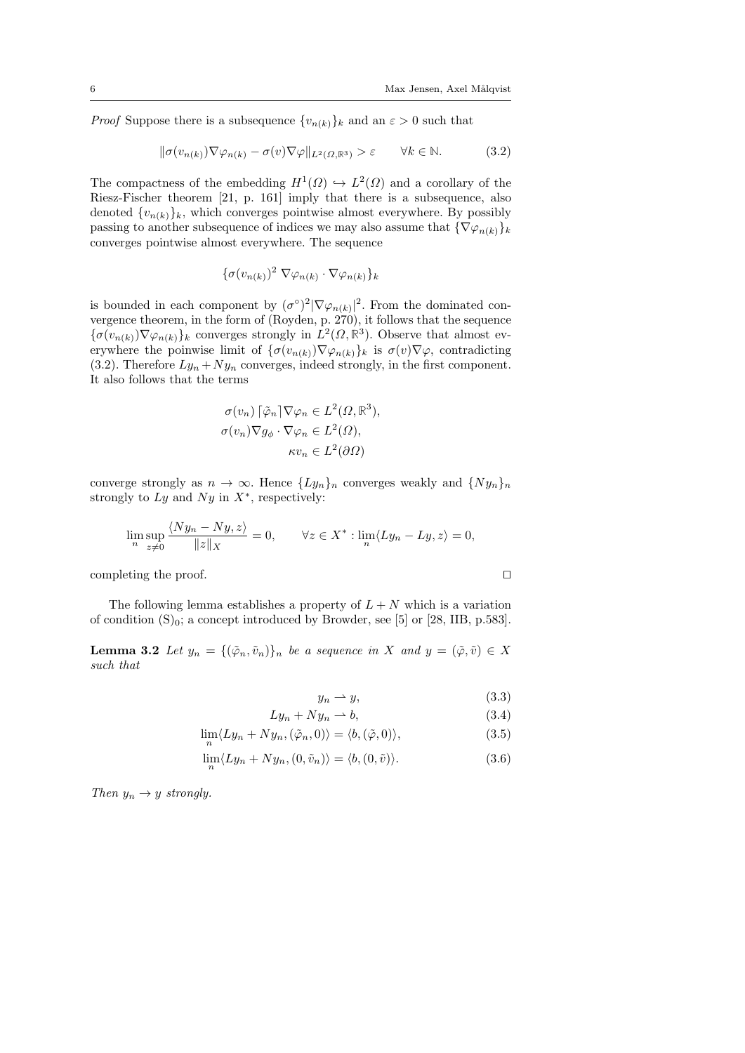*Proof* Suppose there is a subsequence $\{v_{n(k)}\}_k$ and an $\varepsilon > 0$ such that

$$\|\sigma(v_{n(k)})\nabla\varphi_{n(k)} - \sigma(v)\nabla\varphi\|_{L^2(\Omega,\mathbb{R}^3)} > \varepsilon \qquad \forall k \in \mathbb{N}. \tag{3.2}$$

The compactness of the embedding $H^1(\Omega) \hookrightarrow L^2(\Omega)$ and a corollary of the Riesz-Fischer theorem [21, p. 161] imply that there is a subsequence, also denoted $\{v_{n(k)}\}_k$, which converges pointwise almost everywhere. By possibly passing to another subsequence of indices we may also assume that $\{\nabla\varphi_{n(k)}\}_k$ converges pointwise almost everywhere. The sequence

$$\{\sigma(v_{n(k)})^2 \, \nabla\varphi_{n(k)} \cdot \nabla\varphi_{n(k)}\}_k$$

is bounded in each component by $(\sigma^\circ)^2|\nabla\varphi_{n(k)}|^2$. From the dominated convergence theorem, in the form of (Royden, p. 270), it follows that the sequence $\{\sigma(v_{n(k)})\nabla\varphi_{n(k)}\}_k$ converges strongly in $L^2(\Omega,\mathbb{R}^3)$. Observe that almost everywhere the poinwise limit of $\{\sigma(v_{n(k)})\nabla\varphi_{n(k)}\}_k$ is $\sigma(v)\nabla\varphi$, contradicting (3.2). Therefore $Ly_n + Ny_n$ converges, indeed strongly, in the first component. It also follows that the terms

$$\begin{aligned}
\sigma(v_n)\lceil\tilde{\varphi}_n\rceil\nabla\varphi_n &\in L^2(\Omega,\mathbb{R}^3),\\
\sigma(v_n)\nabla g_\phi \cdot \nabla\varphi_n &\in L^2(\Omega),\\
\kappa v_n &\in L^2(\partial\Omega)
\end{aligned}$$

converge strongly as $n \to \infty$. Hence $\{Ly_n\}_n$ converges weakly and $\{Ny_n\}_n$ strongly to $Ly$ and $Ny$ in $X^*$, respectively:

$$\limsup_n \sup_{z\neq 0} \frac{\langle Ny_n - Ny, z\rangle}{\|z\|_X} = 0, \qquad \forall z \in X^* : \lim_n \langle Ly_n - Ly, z\rangle = 0,$$

completing the proof. $\square$

The following lemma establishes a property of $L + N$ which is a variation of condition $(\mathrm{S})_0$; a concept introduced by Browder, see [5] or [28, IIB, p.583].

**Lemma 3.2** *Let $y_n = \{(\tilde{\varphi}_n, \tilde{v}_n)\}_n$ be a sequence in $X$ and $y = (\tilde{\varphi}, \tilde{v}) \in X$ such that*

$$y_n \rightharpoonup y, \tag{3.3}$$

$$Ly_n + Ny_n \rightharpoonup b, \tag{3.4}$$

$$\lim_n \langle Ly_n + Ny_n, (\tilde{\varphi}_n, 0)\rangle = \langle b, (\tilde{\varphi}, 0)\rangle, \tag{3.5}$$

$$\lim_n \langle Ly_n + Ny_n, (0, \tilde{v}_n)\rangle = \langle b, (0, \tilde{v})\rangle. \tag{3.6}$$

*Then $y_n \to y$ strongly.*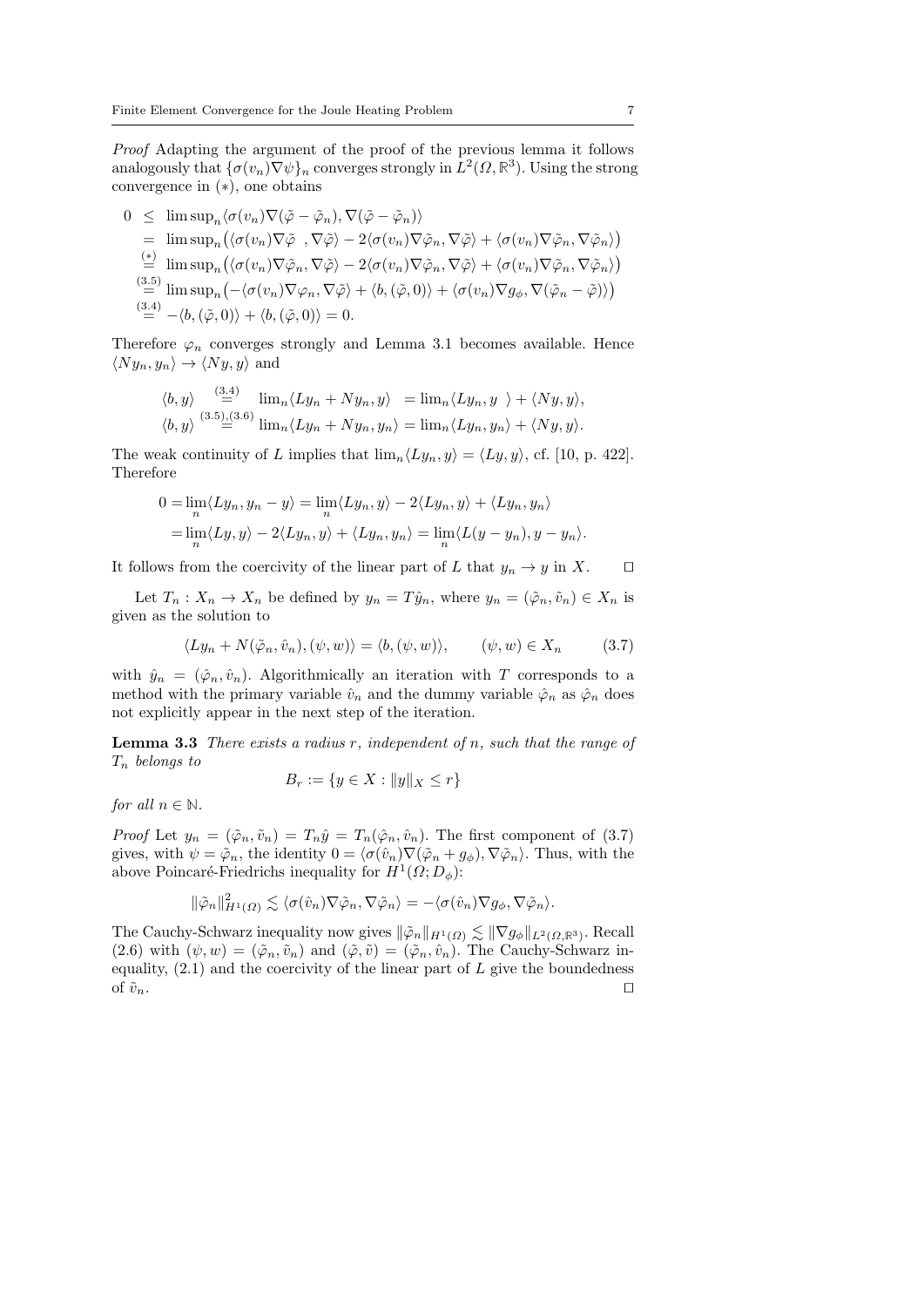*Proof* Adapting the argument of the proof of the previous lemma it follows analogously that $\{\sigma(v_n)\nabla\psi\}_n$ converges strongly in $L^2(\Omega,\mathbb{R}^3)$. Using the strong convergence in $(*)$, one obtains

$$
\begin{aligned}
0 &\le \limsup_n \langle \sigma(v_n)\nabla(\tilde\varphi - \tilde\varphi_n), \nabla(\tilde\varphi - \tilde\varphi_n)\rangle \\
&= \limsup_n \big(\langle \sigma(v_n)\nabla\tilde\varphi\ , \nabla\tilde\varphi\rangle - 2\langle \sigma(v_n)\nabla\tilde\varphi_n, \nabla\tilde\varphi\rangle + \langle \sigma(v_n)\nabla\tilde\varphi_n, \nabla\tilde\varphi_n\rangle\big) \\
&\overset{(*)}{=} \limsup_n \big(\langle \sigma(v_n)\nabla\tilde\varphi_n, \nabla\tilde\varphi\rangle - 2\langle \sigma(v_n)\nabla\tilde\varphi_n, \nabla\tilde\varphi\rangle + \langle \sigma(v_n)\nabla\tilde\varphi_n, \nabla\tilde\varphi_n\rangle\big) \\
&\overset{(3.5)}{=} \limsup_n \big(-\langle \sigma(v_n)\nabla\varphi_n, \nabla\tilde\varphi\rangle + \langle b, (\tilde\varphi, 0)\rangle + \langle \sigma(v_n)\nabla g_\phi, \nabla(\tilde\varphi_n - \tilde\varphi)\rangle\big) \\
&\overset{(3.4)}{=} -\langle b, (\tilde\varphi, 0)\rangle + \langle b, (\tilde\varphi, 0)\rangle = 0.
\end{aligned}
$$

Therefore $\varphi_n$ converges strongly and Lemma 3.1 becomes available. Hence $\langle Ny_n, y_n\rangle \to \langle Ny, y\rangle$ and

$$
\begin{aligned}
\langle b, y\rangle &\overset{(3.4)}{=} \lim_n \langle Ly_n + Ny_n, y\rangle = \lim_n \langle Ly_n, y\ \rangle + \langle Ny, y\rangle, \\
\langle b, y\rangle &\overset{(3.5),(3.6)}{=} \lim_n \langle Ly_n + Ny_n, y_n\rangle = \lim_n \langle Ly_n, y_n\rangle + \langle Ny, y\rangle.
\end{aligned}
$$

The weak continuity of $L$ implies that $\lim_n \langle Ly_n, y\rangle = \langle Ly, y\rangle$, cf. [10, p. 422]. Therefore

$$
\begin{aligned}
0 &= \lim_n \langle Ly_n, y_n - y\rangle = \lim_n \langle Ly_n, y\rangle - 2\langle Ly_n, y\rangle + \langle Ly_n, y_n\rangle \\
&= \lim_n \langle Ly, y\rangle - 2\langle Ly_n, y\rangle + \langle Ly_n, y_n\rangle = \lim_n \langle L(y - y_n), y - y_n\rangle.
\end{aligned}
$$

It follows from the coercivity of the linear part of $L$ that $y_n \to y$ in $X$. $\square$

Let $T_n : X_n \to X_n$ be defined by $y_n = T\hat y_n$, where $y_n = (\tilde\varphi_n, \tilde v_n) \in X_n$ is given as the solution to

$$
\langle Ly_n + N(\tilde\varphi_n, \hat v_n), (\psi, w)\rangle = \langle b, (\psi, w)\rangle, \qquad (\psi, w) \in X_n \tag{3.7}
$$

with $\hat y_n = (\hat\varphi_n, \hat v_n)$. Algorithmically an iteration with $T$ corresponds to a method with the primary variable $\hat v_n$ and the dummy variable $\hat\varphi_n$ as $\hat\varphi_n$ does not explicitly appear in the next step of the iteration.

**Lemma 3.3** *There exists a radius $r$, independent of $n$, such that the range of $T_n$ belongs to*

$$
B_r := \{y \in X : \|y\|_X \le r\}
$$

*for all $n \in \mathbb{N}$.*

*Proof* Let $y_n = (\tilde\varphi_n, \tilde v_n) = T_n\hat y = T_n(\hat\varphi_n, \hat v_n)$. The first component of (3.7) gives, with $\psi = \tilde\varphi_n$, the identity $0 = \langle \sigma(\hat v_n)\nabla(\tilde\varphi_n + g_\phi), \nabla\tilde\varphi_n\rangle$. Thus, with the above Poincaré-Friedrichs inequality for $H^1(\Omega; D_\phi)$:

$$
\|\tilde\varphi_n\|^2_{H^1(\Omega)} \lesssim \langle \sigma(\hat v_n)\nabla\tilde\varphi_n, \nabla\tilde\varphi_n\rangle = -\langle \sigma(\hat v_n)\nabla g_\phi, \nabla\tilde\varphi_n\rangle.
$$

The Cauchy-Schwarz inequality now gives $\|\tilde\varphi_n\|_{H^1(\Omega)} \lesssim \|\nabla g_\phi\|_{L^2(\Omega,\mathbb{R}^3)}$. Recall (2.6) with $(\psi, w) = (\tilde\varphi_n, \tilde v_n)$ and $(\tilde\varphi, \tilde v) = (\tilde\varphi_n, \hat v_n)$. The Cauchy-Schwarz inequality, (2.1) and the coercivity of the linear part of $L$ give the boundedness of $\tilde v_n$. $\square$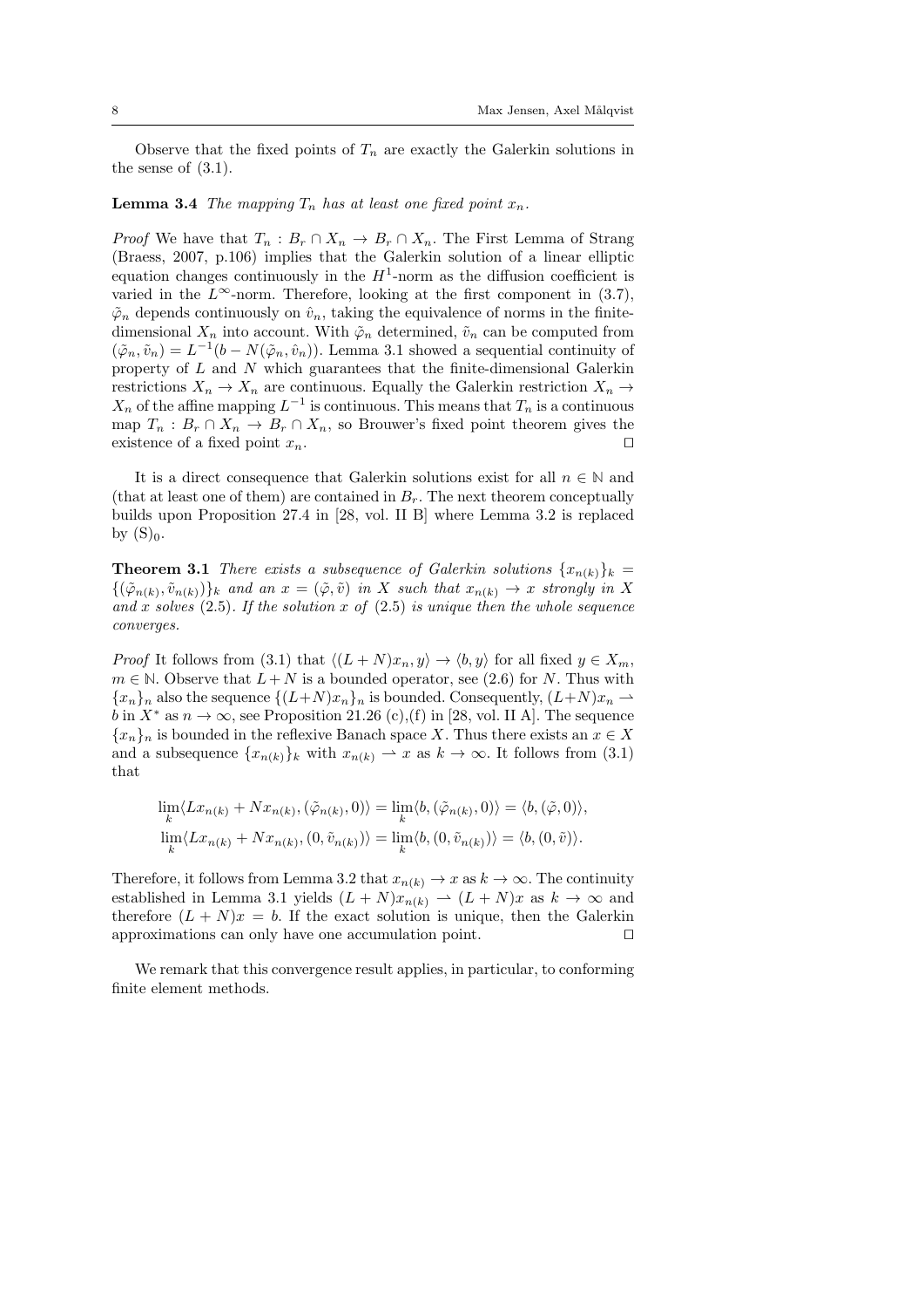Observe that the fixed points of $T_n$ are exactly the Galerkin solutions in the sense of (3.1).

**Lemma 3.4** *The mapping $T_n$ has at least one fixed point $x_n$.*

*Proof* We have that $T_n : B_r \cap X_n \to B_r \cap X_n$. The First Lemma of Strang (Braess, 2007, p.106) implies that the Galerkin solution of a linear elliptic equation changes continuously in the $H^1$-norm as the diffusion coefficient is varied in the $L^\infty$-norm. Therefore, looking at the first component in (3.7), $\tilde{\varphi}_n$ depends continuously on $\hat{v}_n$, taking the equivalence of norms in the finite-dimensional $X_n$ into account. With $\tilde{\varphi}_n$ determined, $\tilde{v}_n$ can be computed from $(\tilde{\varphi}_n, \tilde{v}_n) = L^{-1}(b - N(\tilde{\varphi}_n, \hat{v}_n))$. Lemma 3.1 showed a sequential continuity of property of $L$ and $N$ which guarantees that the finite-dimensional Galerkin restrictions $X_n \to X_n$ are continuous. Equally the Galerkin restriction $X_n \to X_n$ of the affine mapping $L^{-1}$ is continuous. This means that $T_n$ is a continuous map $T_n : B_r \cap X_n \to B_r \cap X_n$, so Brouwer's fixed point theorem gives the existence of a fixed point $x_n$. ⊓⊔

It is a direct consequence that Galerkin solutions exist for all $n \in \mathbb{N}$ and (that at least one of them) are contained in $B_r$. The next theorem conceptually builds upon Proposition 27.4 in [28, vol. II B] where Lemma 3.2 is replaced by $(\mathrm{S})_0$.

**Theorem 3.1** *There exists a subsequence of Galerkin solutions $\{x_{n(k)}\}_k = \{(\tilde{\varphi}_{n(k)}, \tilde{v}_{n(k)})\}_k$ and an $x = (\tilde{\varphi}, \tilde{v})$ in $X$ such that $x_{n(k)} \to x$ strongly in $X$ and $x$ solves (2.5). If the solution $x$ of (2.5) is unique then the whole sequence converges.*

*Proof* It follows from (3.1) that $\langle (L + N)x_n, y\rangle \to \langle b, y\rangle$ for all fixed $y \in X_m$, $m \in \mathbb{N}$. Observe that $L + N$ is a bounded operator, see (2.6) for $N$. Thus with $\{x_n\}_n$ also the sequence $\{(L+N)x_n\}_n$ is bounded. Consequently, $(L+N)x_n \rightharpoonup b$ in $X^*$ as $n \to \infty$, see Proposition 21.26 (c),(f) in [28, vol. II A]. The sequence $\{x_n\}_n$ is bounded in the reflexive Banach space $X$. Thus there exists an $x \in X$ and a subsequence $\{x_{n(k)}\}_k$ with $x_{n(k)} \rightharpoonup x$ as $k \to \infty$. It follows from (3.1) that

$$
\lim_k \langle Lx_{n(k)} + Nx_{n(k)}, (\tilde{\varphi}_{n(k)}, 0)\rangle = \lim_k \langle b, (\tilde{\varphi}_{n(k)}, 0)\rangle = \langle b, (\tilde{\varphi}, 0)\rangle,
$$
$$
\lim_k \langle Lx_{n(k)} + Nx_{n(k)}, (0, \tilde{v}_{n(k)})\rangle = \lim_k \langle b, (0, \tilde{v}_{n(k)})\rangle = \langle b, (0, \tilde{v})\rangle.
$$

Therefore, it follows from Lemma 3.2 that $x_{n(k)} \to x$ as $k \to \infty$. The continuity established in Lemma 3.1 yields $(L + N)x_{n(k)} \rightharpoonup (L + N)x$ as $k \to \infty$ and therefore $(L + N)x = b$. If the exact solution is unique, then the Galerkin approximations can only have one accumulation point. ⊓⊔

We remark that this convergence result applies, in particular, to conforming finite element methods.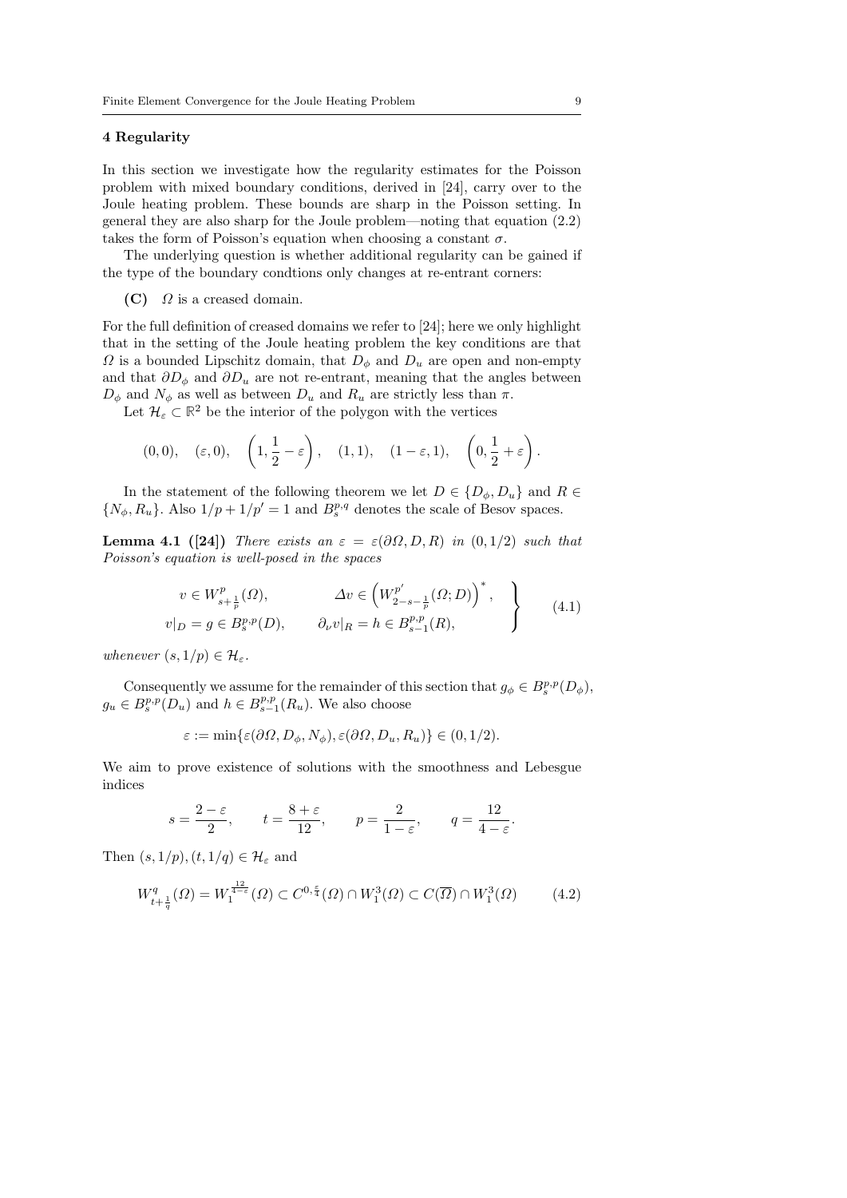## 4 Regularity

In this section we investigate how the regularity estimates for the Poisson problem with mixed boundary conditions, derived in [24], carry over to the Joule heating problem. These bounds are sharp in the Poisson setting. In general they are also sharp for the Joule problem—noting that equation (2.2) takes the form of Poisson's equation when choosing a constant $\sigma$.

The underlying question is whether additional regularity can be gained if the type of the boundary condtions only changes at re-entrant corners:

**(C)** $\Omega$ is a creased domain.

For the full definition of creased domains we refer to [24]; here we only highlight that in the setting of the Joule heating problem the key conditions are that $\Omega$ is a bounded Lipschitz domain, that $D_\phi$ and $D_u$ are open and non-empty and that $\partial D_\phi$ and $\partial D_u$ are not re-entrant, meaning that the angles between $D_\phi$ and $N_\phi$ as well as between $D_u$ and $R_u$ are strictly less than $\pi$.

Let $\mathcal{H}_\varepsilon \subset \mathbb{R}^2$ be the interior of the polygon with the vertices

$$(0,0), \quad (\varepsilon, 0), \quad \left(1, \frac{1}{2} - \varepsilon\right), \quad (1,1), \quad (1-\varepsilon, 1), \quad \left(0, \frac{1}{2} + \varepsilon\right).$$

In the statement of the following theorem we let $D \in \{D_\phi, D_u\}$ and $R \in \{N_\phi, R_u\}$. Also $1/p + 1/p' = 1$ and $B_s^{p,q}$ denotes the scale of Besov spaces.

**Lemma 4.1 ([24])** *There exists an $\varepsilon = \varepsilon(\partial\Omega, D, R)$ in $(0, 1/2)$ such that Poisson's equation is well-posed in the spaces*

$$\left.\begin{aligned} &v \in W^p_{s+\frac{1}{p}}(\Omega), && \Delta v \in \left(W^{p'}_{2-s-\frac{1}{p}}(\Omega; D)\right)^*, \\ &v|_D = g \in B_s^{p,p}(D), && \partial_\nu v|_R = h \in B_{s-1}^{p,p}(R), \end{aligned}\right\} \tag{4.1}$$

*whenever $(s, 1/p) \in \mathcal{H}_\varepsilon$.*

Consequently we assume for the remainder of this section that $g_\phi \in B_s^{p,p}(D_\phi)$, $g_u \in B_s^{p,p}(D_u)$ and $h \in B_{s-1}^{p,p}(R_u)$. We also choose

$$\varepsilon := \min\{\varepsilon(\partial\Omega, D_\phi, N_\phi), \varepsilon(\partial\Omega, D_u, R_u)\} \in (0, 1/2).$$

We aim to prove existence of solutions with the smoothness and Lebesgue indices

$$s = \frac{2-\varepsilon}{2}, \qquad t = \frac{8+\varepsilon}{12}, \qquad p = \frac{2}{1-\varepsilon}, \qquad q = \frac{12}{4-\varepsilon}.$$

Then $(s, 1/p), (t, 1/q) \in \mathcal{H}_\varepsilon$ and

$$W^q_{t+\frac{1}{q}}(\Omega) = W_1^{\frac{12}{4-\varepsilon}}(\Omega) \subset C^{0,\frac{\varepsilon}{4}}(\Omega) \cap W_1^3(\Omega) \subset C(\overline{\Omega}) \cap W_1^3(\Omega) \tag{4.2}$$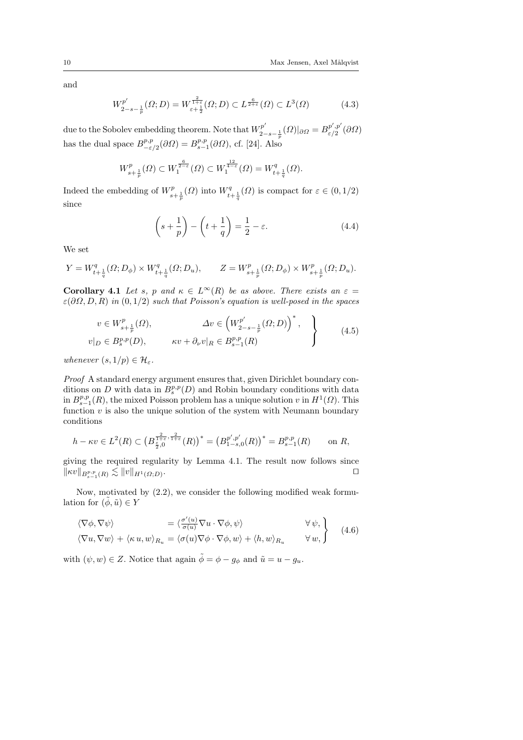and

$$
W^{p'}_{2-s-\frac{1}{p}}(\Omega; D) = W^{\frac{2}{1+\varepsilon}}_{\varepsilon+\frac{1}{2}}(\Omega; D) \subset L^{\frac{6}{2+\varepsilon}}(\Omega) \subset L^3(\Omega) \tag{4.3}
$$

due to the Sobolev embedding theorem. Note that $W^{p'}_{2-s-\frac{1}{p}}(\Omega)|_{\partial\Omega} = B^{p',p'}_{\varepsilon/2}(\partial\Omega)$ has the dual space $B^{p,p}_{-\varepsilon/2}(\partial\Omega) = B^{p,p}_{s-1}(\partial\Omega)$, cf. [24]. Also

$$
W^p_{s+\frac{1}{p}}(\Omega) \subset W^{\frac{6}{2-\varepsilon}}_1(\Omega) \subset W^{\frac{12}{4-\varepsilon}}_1(\Omega) = W^q_{t+\frac{1}{q}}(\Omega).
$$

Indeed the embedding of $W^p_{s+\frac{1}{p}}(\Omega)$ into $W^q_{t+\frac{1}{q}}(\Omega)$ is compact for $\varepsilon \in (0, 1/2)$ since

$$
\left(s + \frac{1}{p}\right) - \left(t + \frac{1}{q}\right) = \frac{1}{2} - \varepsilon. \tag{4.4}
$$

We set

$$
Y = W^q_{t+\frac{1}{q}}(\Omega; D_\phi) \times W^q_{t+\frac{1}{q}}(\Omega; D_u), \qquad Z = W^p_{s+\frac{1}{p}}(\Omega; D_\phi) \times W^p_{s+\frac{1}{p}}(\Omega; D_u).
$$

**Corollary 4.1** *Let $s$, $p$ and $\kappa \in L^\infty(R)$ be as above. There exists an $\varepsilon = \varepsilon(\partial\Omega, D, R)$ in $(0, 1/2)$ such that Poisson's equation is well-posed in the spaces*

$$
\left.
\begin{aligned}
v &\in W^p_{s+\frac{1}{p}}(\Omega), & \Delta v &\in \left(W^{p'}_{2-s-\frac{1}{p}}(\Omega; D)\right)^*, \\
v|_D &\in B^{p,p}_s(D), & \kappa v + \partial_\nu v|_R &\in B^{p,p}_{s-1}(R)
\end{aligned}
\right\} \tag{4.5}
$$

*whenever $(s, 1/p) \in \mathcal{H}_\varepsilon$.*

*Proof* A standard energy argument ensures that, given Dirichlet boundary conditions on $D$ with data in $B^{p,p}_s(D)$ and Robin boundary conditions with data in $B^{p,p}_{s-1}(R)$, the mixed Poisson problem has a unique solution $v$ in $H^1(\Omega)$. This function $v$ is also the unique solution of the system with Neumann boundary conditions

$$
h - \kappa v \in L^2(R) \subset \left(B^{\frac{2}{1+\varepsilon},\frac{2}{1+\varepsilon}}_{\frac{\varepsilon}{2},0}(R)\right)^* = \left(B^{p',p'}_{1-s,0}(R)\right)^* = B^{p,p}_{s-1}(R) \qquad \text{on } R,
$$

giving the required regularity by Lemma 4.1. The result now follows since $\|\kappa v\|_{B^{p,p}_{s-1}(R)} \lesssim \|v\|_{H^1(\Omega;D)}$. $\square$

Now, motivated by (2.2), we consider the following modified weak formulation for $(\tilde{\phi}, \tilde{u}) \in Y$

$$
\left.
\begin{aligned}
\langle \nabla\phi, \nabla\psi \rangle &= \langle \tfrac{\sigma'(u)}{\sigma(u)} \nabla u \cdot \nabla\phi, \psi \rangle & \forall\, \psi, \\
\langle \nabla u, \nabla w \rangle + \langle \kappa\, u, w \rangle_{R_u} &= \langle \sigma(u) \nabla\phi \cdot \nabla\phi, w \rangle + \langle h, w \rangle_{R_u} & \forall\, w,
\end{aligned}
\right\} \tag{4.6}
$$

with $(\psi, w) \in Z$. Notice that again $\tilde{\phi} = \phi - g_\phi$ and $\tilde{u} = u - g_u$.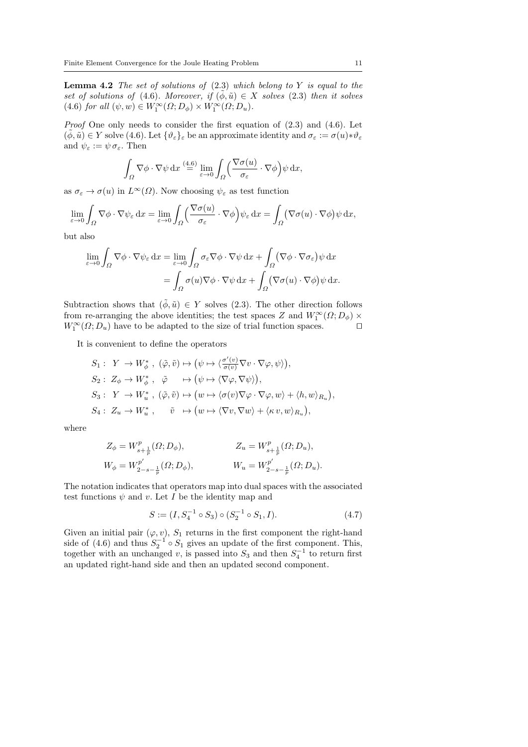**Lemma 4.2** *The set of solutions of* (2.3) *which belong to* $Y$ *is equal to the set of solutions of* (4.6)*. Moreover, if* $(\tilde{\phi}, \tilde{u}) \in X$ *solves* (2.3) *then it solves* (4.6) *for all* $(\psi, w) \in W_1^\infty(\Omega; D_\phi) \times W_1^\infty(\Omega; D_u)$*.*

*Proof* One only needs to consider the first equation of (2.3) and (4.6). Let $(\tilde{\phi}, \tilde{u}) \in Y$ solve (4.6). Let $\{\vartheta_\varepsilon\}_\varepsilon$ be an approximate identity and $\sigma_\varepsilon := \sigma(u) * \vartheta_\varepsilon$ and $\psi_\varepsilon := \psi \, \sigma_\varepsilon$. Then

$$\int_\Omega \nabla \phi \cdot \nabla \psi \, \mathrm{d}x \overset{(4.6)}{=} \lim_{\varepsilon \to 0} \int_\Omega \Big( \frac{\nabla \sigma(u)}{\sigma_\varepsilon} \cdot \nabla \phi \Big) \psi \, \mathrm{d}x,$$

as $\sigma_\varepsilon \to \sigma(u)$ in $L^\infty(\Omega)$. Now choosing $\psi_\varepsilon$ as test function

$$\lim_{\varepsilon \to 0} \int_\Omega \nabla \phi \cdot \nabla \psi_\varepsilon \, \mathrm{d}x = \lim_{\varepsilon \to 0} \int_\Omega \Big( \frac{\nabla \sigma(u)}{\sigma_\varepsilon} \cdot \nabla \phi \Big) \psi_\varepsilon \, \mathrm{d}x = \int_\Omega \big( \nabla \sigma(u) \cdot \nabla \phi \big) \psi \, \mathrm{d}x,$$

but also

$$\begin{aligned}
\lim_{\varepsilon \to 0} \int_\Omega \nabla \phi \cdot \nabla \psi_\varepsilon \, \mathrm{d}x &= \lim_{\varepsilon \to 0} \int_\Omega \sigma_\varepsilon \nabla \phi \cdot \nabla \psi \, \mathrm{d}x + \int_\Omega \big( \nabla \phi \cdot \nabla \sigma_\varepsilon \big) \psi \, \mathrm{d}x \\
&= \int_\Omega \sigma(u) \nabla \phi \cdot \nabla \psi \, \mathrm{d}x + \int_\Omega \big( \nabla \sigma(u) \cdot \nabla \phi \big) \psi \, \mathrm{d}x.
\end{aligned}$$

Subtraction shows that $(\tilde{\phi}, \tilde{u}) \in Y$ solves (2.3). The other direction follows from re-arranging the above identities; the test spaces $Z$ and $W_1^\infty(\Omega; D_\phi) \times W_1^\infty(\Omega; D_u)$ have to be adapted to the size of trial function spaces. $\square$

It is convenient to define the operators

$$\begin{aligned}
S_1 &: \ Y \to W_\phi^* \, , \ (\tilde{\varphi}, \tilde{v}) \mapsto \big( \psi \mapsto \langle \tfrac{\sigma'(v)}{\sigma(v)} \nabla v \cdot \nabla \varphi, \psi \rangle \big), \\
S_2 &: \ Z_\phi \to W_\phi^* \, , \ \ \tilde{\varphi} \quad \mapsto \big( \psi \mapsto \langle \nabla \varphi, \nabla \psi \rangle \big), \\
S_3 &: \ Y \to W_u^* \, , \ (\tilde{\varphi}, \tilde{v}) \mapsto \big( w \mapsto \langle \sigma(v) \nabla \varphi \cdot \nabla \varphi, w \rangle + \langle h, w \rangle_{R_u} \big), \\
S_4 &: \ Z_u \to W_u^* \, , \quad \ \tilde{v} \ \ \mapsto \big( w \mapsto \langle \nabla v, \nabla w \rangle + \langle \kappa \, v, w \rangle_{R_u} \big),
\end{aligned}$$

where

$$\begin{aligned}
Z_\phi &= W^p_{s+\frac{1}{p}}(\Omega; D_\phi), & Z_u &= W^p_{s+\frac{1}{p}}(\Omega; D_u), \\
W_\phi &= W^{p'}_{2-s-\frac{1}{p}}(\Omega; D_\phi), & W_u &= W^{p'}_{2-s-\frac{1}{p}}(\Omega; D_u).
\end{aligned}$$

The notation indicates that operators map into dual spaces with the associated test functions $\psi$ and $v$. Let $I$ be the identity map and

$$S := (I, S_4^{-1} \circ S_3) \circ (S_2^{-1} \circ S_1, I). \tag{4.7}$$

Given an initial pair $(\varphi, v)$, $S_1$ returns in the first component the right-hand side of (4.6) and thus $S_2^{-1} \circ S_1$ gives an update of the first component. This, together with an unchanged $v$, is passed into $S_3$ and then $S_4^{-1}$ to return first an updated right-hand side and then an updated second component.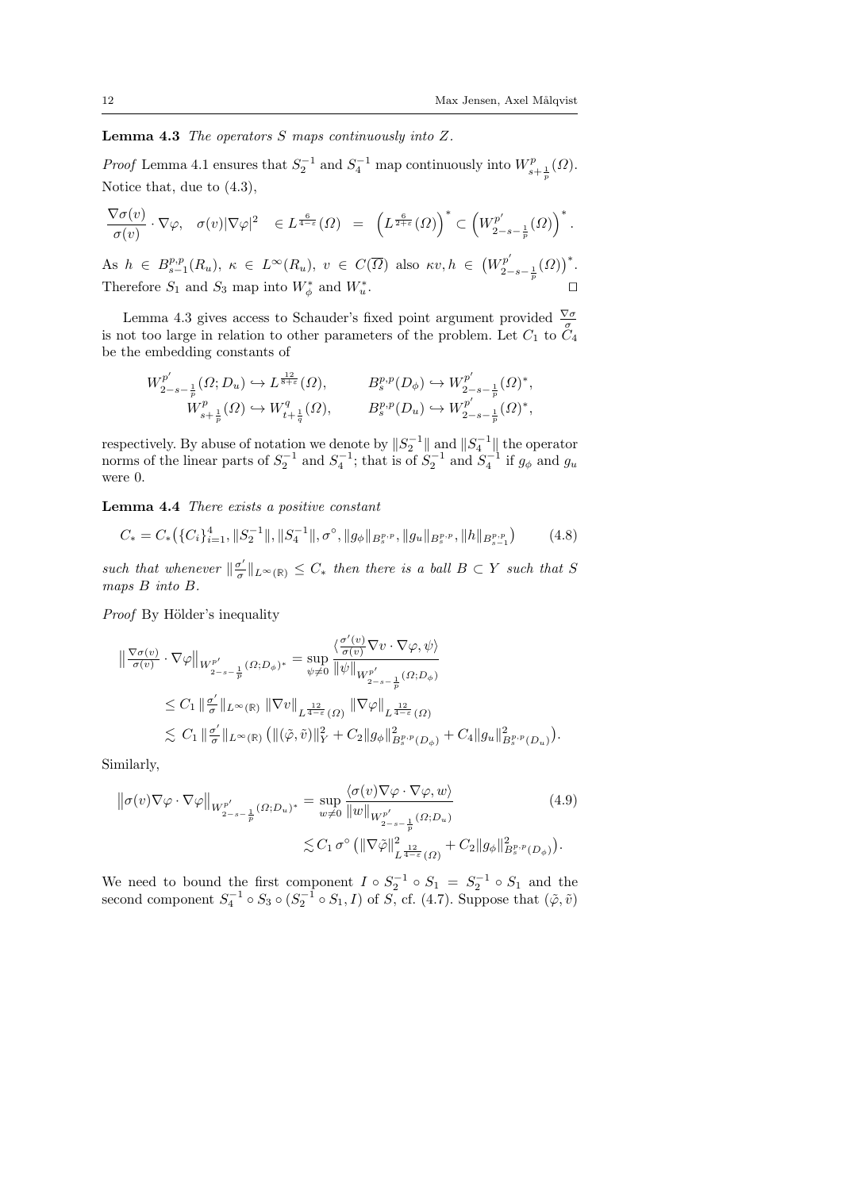**Lemma 4.3** *The operators $S$ maps continuously into $Z$.*

*Proof* Lemma 4.1 ensures that $S_2^{-1}$ and $S_4^{-1}$ map continuously into $W^p_{s+\frac{1}{p}}(\Omega)$. Notice that, due to (4.3),

$$\frac{\nabla\sigma(v)}{\sigma(v)}\cdot\nabla\varphi,\quad \sigma(v)|\nabla\varphi|^2 \quad \in L^{\frac{6}{4-\varepsilon}}(\Omega) \quad = \quad \left(L^{\frac{6}{2+\varepsilon}}(\Omega)\right)^* \subset \left(W^{p'}_{2-s-\frac{1}{p}}(\Omega)\right)^*.$$

As $h\in B^{p,p}_{s-1}(R_u)$, $\kappa\in L^\infty(R_u)$, $v\in C(\overline{\Omega})$ also $\kappa v, h\in \left(W^{p'}_{2-s-\frac{1}{p}}(\Omega)\right)^*$. Therefore $S_1$ and $S_3$ map into $W^*_\phi$ and $W^*_u$. $\square$

Lemma 4.3 gives access to Schauder's fixed point argument provided $\frac{\nabla\sigma}{\sigma}$ is not too large in relation to other parameters of the problem. Let $C_1$ to $C_4$ be the embedding constants of

$$W^{p'}_{2-s-\frac{1}{p}}(\Omega;D_u)\hookrightarrow L^{\frac{12}{8+\varepsilon}}(\Omega),\qquad B^{p,p}_s(D_\phi)\hookrightarrow W^{p'}_{2-s-\frac{1}{p}}(\Omega)^*,$$
$$W^p_{s+\frac{1}{p}}(\Omega)\hookrightarrow W^q_{t+\frac{1}{q}}(\Omega),\qquad B^{p,p}_s(D_u)\hookrightarrow W^{p'}_{2-s-\frac{1}{p}}(\Omega)^*,$$

respectively. By abuse of notation we denote by $\|S_2^{-1}\|$ and $\|S_4^{-1}\|$ the operator norms of the linear parts of $S_2^{-1}$ and $S_4^{-1}$; that is of $S_2^{-1}$ and $S_4^{-1}$ if $g_\phi$ and $g_u$ were 0.

**Lemma 4.4** *There exists a positive constant*

$$C_* = C_*\big(\{C_i\}_{i=1}^4, \|S_2^{-1}\|, \|S_4^{-1}\|, \sigma^\circ, \|g_\phi\|_{B^{p,p}_s}, \|g_u\|_{B^{p,p}_s}, \|h\|_{B^{p,p}_{s-1}}\big) \tag{4.8}$$

*such that whenever $\|\frac{\sigma'}{\sigma}\|_{L^\infty(\mathbb{R})}\le C_*$ then there is a ball $B\subset Y$ such that $S$ maps $B$ into $B$.*

*Proof* By Hölder's inequality

$$\begin{aligned}
\big\|\tfrac{\nabla\sigma(v)}{\sigma(v)}\cdot\nabla\varphi\big\|_{W^{p'}_{2-s-\frac{1}{p}}(\Omega;D_\phi)^*} &= \sup_{\psi\ne 0}\frac{\langle\frac{\sigma'(v)}{\sigma(v)}\nabla v\cdot\nabla\varphi,\psi\rangle}{\|\psi\|_{W^{p'}_{2-s-\frac{1}{p}}(\Omega;D_\phi)}}\\
&\le C_1\,\|\tfrac{\sigma'}{\sigma}\|_{L^\infty(\mathbb{R})}\,\|\nabla v\|_{L^{\frac{12}{4-\varepsilon}}(\Omega)}\,\|\nabla\varphi\|_{L^{\frac{12}{4-\varepsilon}}(\Omega)}\\
&\lesssim C_1\,\|\tfrac{\sigma'}{\sigma}\|_{L^\infty(\mathbb{R})}\big(\|(\tilde\varphi,\tilde v)\|_Y^2 + C_2\|g_\phi\|^2_{B^{p,p}_s(D_\phi)} + C_4\|g_u\|^2_{B^{p,p}_s(D_u)}\big).
\end{aligned}$$

Similarly,

$$\begin{aligned}
\big\|\sigma(v)\nabla\varphi\cdot\nabla\varphi\big\|_{W^{p'}_{2-s-\frac{1}{p}}(\Omega;D_u)^*} &= \sup_{w\ne 0}\frac{\langle\sigma(v)\nabla\varphi\cdot\nabla\varphi, w\rangle}{\|w\|_{W^{p'}_{2-s-\frac{1}{p}}(\Omega;D_u)}}\\
&\lesssim C_1\,\sigma^\circ\big(\|\nabla\tilde\varphi\|^2_{L^{\frac{12}{4-\varepsilon}}(\Omega)} + C_2\|g_\phi\|^2_{B^{p,p}_s(D_\phi)}\big).
\end{aligned}\tag{4.9}$$

We need to bound the first component $I\circ S_2^{-1}\circ S_1 = S_2^{-1}\circ S_1$ and the second component $S_4^{-1}\circ S_3\circ(S_2^{-1}\circ S_1, I)$ of $S$, cf. (4.7). Suppose that $(\tilde\varphi,\tilde v)$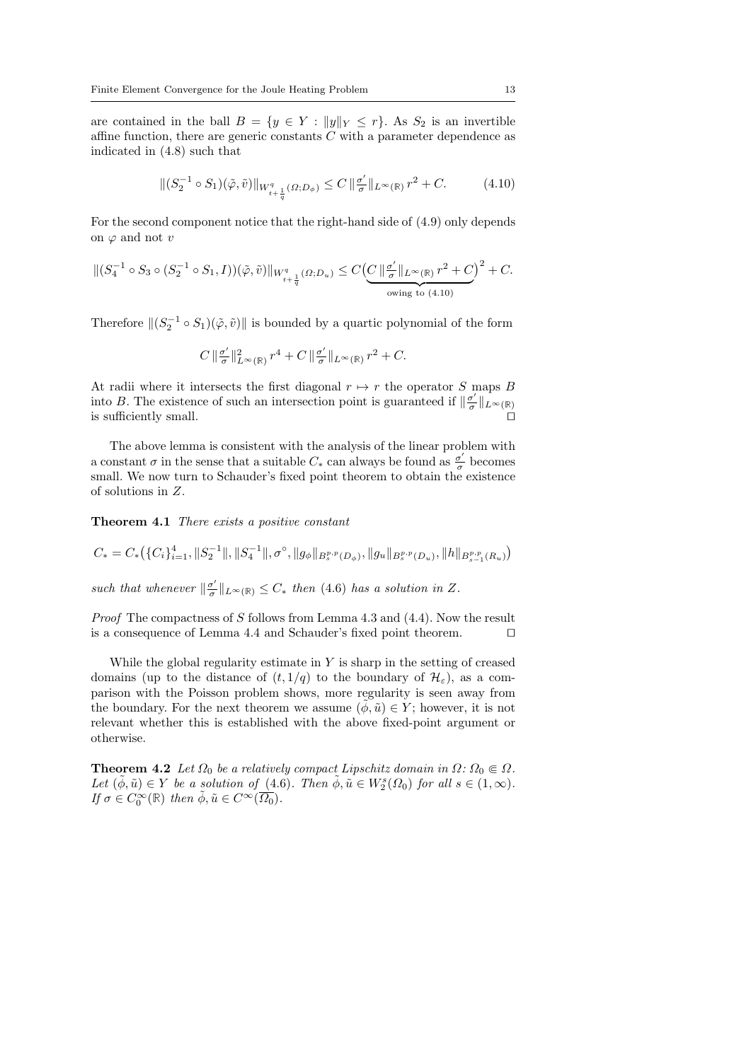are contained in the ball $B = \{y \in Y : \|y\|_Y \leq r\}$. As $S_2$ is an invertible affine function, there are generic constants $C$ with a parameter dependence as indicated in (4.8) such that

$$\|(S_2^{-1} \circ S_1)(\tilde{\varphi}, \tilde{v})\|_{W^q_{t+\frac{1}{q}}(\Omega;D_\phi)} \leq C \,\|\tfrac{\sigma'}{\sigma}\|_{L^\infty(\mathbb{R})}\, r^2 + C. \tag{4.10}$$

For the second component notice that the right-hand side of (4.9) only depends on $\varphi$ and not $v$

$$\|(S_4^{-1} \circ S_3 \circ (S_2^{-1} \circ S_1, I))(\tilde{\varphi}, \tilde{v})\|_{W^q_{t+\frac{1}{q}}(\Omega;D_u)} \leq C\big(\underbrace{C \,\|\tfrac{\sigma'}{\sigma}\|_{L^\infty(\mathbb{R})}\, r^2 + C}_{\text{owing to (4.10)}}\big)^2 + C.$$

Therefore $\|(S_2^{-1} \circ S_1)(\tilde{\varphi}, \tilde{v})\|$ is bounded by a quartic polynomial of the form

$$C \,\|\tfrac{\sigma'}{\sigma}\|^2_{L^\infty(\mathbb{R})}\, r^4 + C \,\|\tfrac{\sigma'}{\sigma}\|_{L^\infty(\mathbb{R})}\, r^2 + C.$$

At radii where it intersects the first diagonal $r \mapsto r$ the operator $S$ maps $B$ into $B$. The existence of such an intersection point is guaranteed if $\|\frac{\sigma'}{\sigma}\|_{L^\infty(\mathbb{R})}$ is sufficiently small. □

The above lemma is consistent with the analysis of the linear problem with a constant $\sigma$ in the sense that a suitable $C_*$ can always be found as $\frac{\sigma'}{\sigma}$ becomes small. We now turn to Schauder's fixed point theorem to obtain the existence of solutions in $Z$.

**Theorem 4.1** *There exists a positive constant*

$$C_* = C_*\big(\{C_i\}_{i=1}^4, \|S_2^{-1}\|, \|S_4^{-1}\|, \sigma^\circ, \|g_\phi\|_{B^{p,p}_s(D_\phi)}, \|g_u\|_{B^{p,p}_s(D_u)}, \|h\|_{B^{p,p}_{s-1}(R_u)}\big)$$

*such that whenever* $\|\frac{\sigma'}{\sigma}\|_{L^\infty(\mathbb{R})} \leq C_*$ *then* (4.6) *has a solution in* $Z$.

*Proof* The compactness of $S$ follows from Lemma 4.3 and (4.4). Now the result is a consequence of Lemma 4.4 and Schauder's fixed point theorem. □

While the global regularity estimate in $Y$ is sharp in the setting of creased domains (up to the distance of $(t, 1/q)$ to the boundary of $\mathcal{H}_\varepsilon$), as a comparison with the Poisson problem shows, more regularity is seen away from the boundary. For the next theorem we assume $(\tilde{\phi}, \tilde{u}) \in Y$; however, it is not relevant whether this is established with the above fixed-point argument or otherwise.

**Theorem 4.2** *Let* $\Omega_0$ *be a relatively compact Lipschitz domain in* $\Omega$*:* $\Omega_0 \Subset \Omega$. *Let* $(\tilde{\phi}, \tilde{u}) \in Y$ *be a solution of* (4.6)*. Then* $\tilde{\phi}, \tilde{u} \in W^s_2(\Omega_0)$ *for all* $s \in (1, \infty)$. *If* $\sigma \in C^\infty_0(\mathbb{R})$ *then* $\tilde{\phi}, \tilde{u} \in C^\infty(\overline{\Omega_0})$.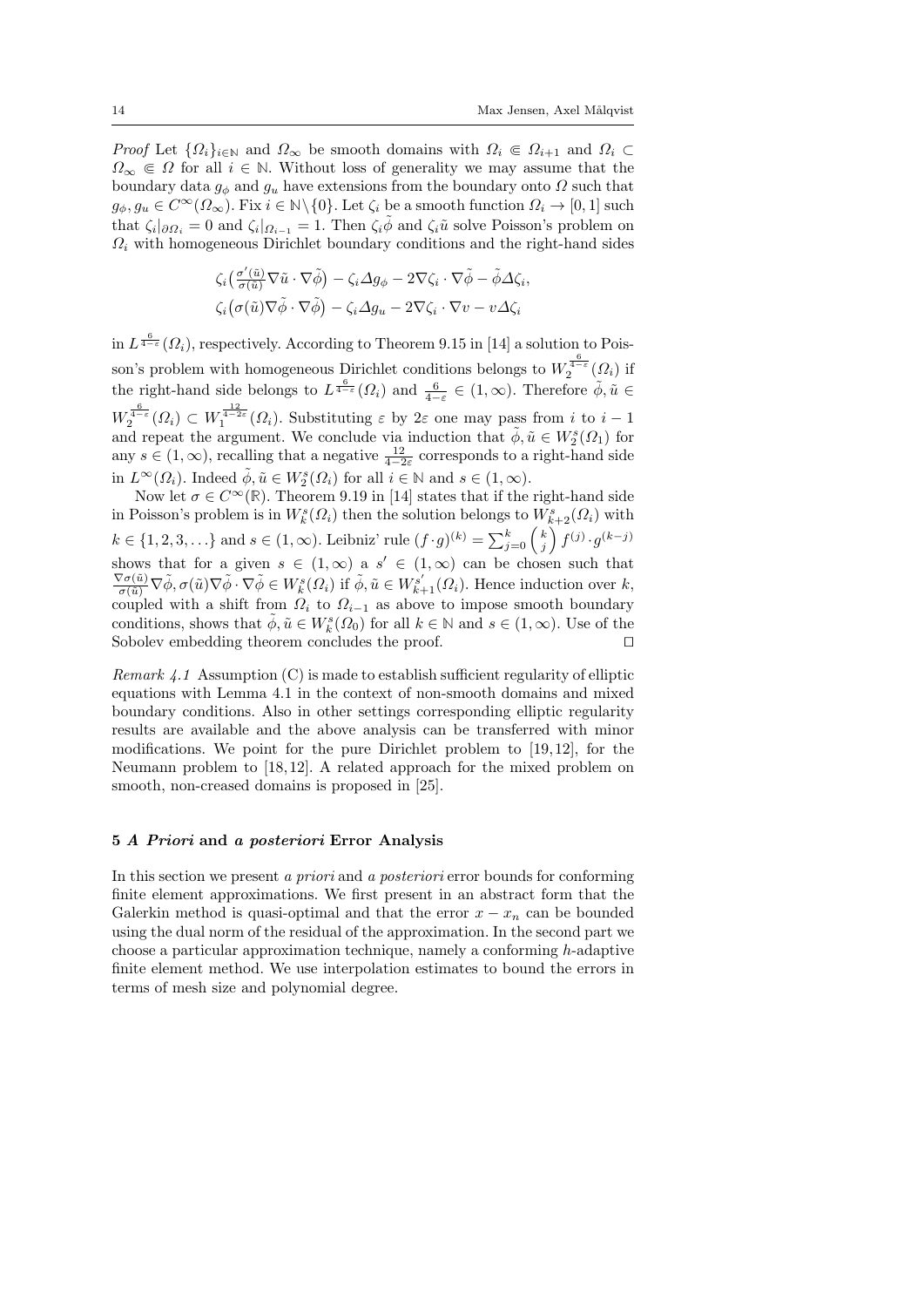*Proof* Let $\{\Omega_i\}_{i\in\mathbb{N}}$ and $\Omega_\infty$ be smooth domains with $\Omega_i \Subset \Omega_{i+1}$ and $\Omega_i \subset \Omega_\infty \Subset \Omega$ for all $i \in \mathbb{N}$. Without loss of generality we may assume that the boundary data $g_\phi$ and $g_u$ have extensions from the boundary onto $\Omega$ such that $g_\phi, g_u \in C^\infty(\Omega_\infty)$. Fix $i \in \mathbb{N}\backslash\{0\}$. Let $\zeta_i$ be a smooth function $\Omega_i \to [0,1]$ such that $\zeta_i|_{\partial\Omega_i} = 0$ and $\zeta_i|_{\Omega_{i-1}} = 1$. Then $\zeta_i\tilde{\phi}$ and $\zeta_i\tilde{u}$ solve Poisson's problem on $\Omega_i$ with homogeneous Dirichlet boundary conditions and the right-hand sides

$$\zeta_i\big(\tfrac{\sigma'(\tilde{u})}{\sigma(\tilde{u})}\nabla\tilde{u}\cdot\nabla\tilde{\phi}\big) - \zeta_i\Delta g_\phi - 2\nabla\zeta_i\cdot\nabla\tilde{\phi} - \tilde{\phi}\Delta\zeta_i,$$
$$\zeta_i\big(\sigma(\tilde{u})\nabla\tilde{\phi}\cdot\nabla\tilde{\phi}\big) - \zeta_i\Delta g_u - 2\nabla\zeta_i\cdot\nabla v - v\Delta\zeta_i$$

in $L^{\frac{6}{4-\varepsilon}}(\Omega_i)$, respectively. According to Theorem 9.15 in [14] a solution to Poisson's problem with homogeneous Dirichlet conditions belongs to $W_2^{\frac{6}{4-\varepsilon}}(\Omega_i)$ if the right-hand side belongs to $L^{\frac{6}{4-\varepsilon}}(\Omega_i)$ and $\frac{6}{4-\varepsilon} \in (1,\infty)$. Therefore $\tilde{\phi},\tilde{u} \in W_2^{\frac{6}{4-\varepsilon}}(\Omega_i) \subset W_1^{\frac{12}{4-2\varepsilon}}(\Omega_i)$. Substituting $\varepsilon$ by $2\varepsilon$ one may pass from $i$ to $i-1$ and repeat the argument. We conclude via induction that $\tilde{\phi},\tilde{u} \in W_2^s(\Omega_1)$ for any $s \in (1,\infty)$, recalling that a negative $\frac{12}{4-2\varepsilon}$ corresponds to a right-hand side in $L^\infty(\Omega_i)$. Indeed $\tilde{\phi},\tilde{u} \in W_2^s(\Omega_i)$ for all $i \in \mathbb{N}$ and $s \in (1,\infty)$.

Now let $\sigma \in C^\infty(\mathbb{R})$. Theorem 9.19 in [14] states that if the right-hand side in Poisson's problem is in $W_k^s(\Omega_i)$ then the solution belongs to $W_{k+2}^s(\Omega_i)$ with $k \in \{1,2,3,\ldots\}$ and $s \in (1,\infty)$. Leibniz' rule $(f\cdot g)^{(k)} = \sum_{j=0}^k \binom{k}{j} f^{(j)}\cdot g^{(k-j)}$ shows that for a given $s \in (1,\infty)$ a $s' \in (1,\infty)$ can be chosen such that $\frac{\nabla\sigma(\tilde{u})}{\sigma(\tilde{u})}\nabla\tilde{\phi}, \sigma(\tilde{u})\nabla\tilde{\phi}\cdot\nabla\tilde{\phi} \in W_k^s(\Omega_i)$ if $\tilde{\phi},\tilde{u} \in W_{k+1}^{s'}(\Omega_i)$. Hence induction over $k$, coupled with a shift from $\Omega_i$ to $\Omega_{i-1}$ as above to impose smooth boundary conditions, shows that $\tilde{\phi},\tilde{u} \in W_k^s(\Omega_0)$ for all $k \in \mathbb{N}$ and $s \in (1,\infty)$. Use of the Sobolev embedding theorem concludes the proof. $\square$

*Remark 4.1* Assumption (C) is made to establish sufficient regularity of elliptic equations with Lemma 4.1 in the context of non-smooth domains and mixed boundary conditions. Also in other settings corresponding elliptic regularity results are available and the above analysis can be transferred with minor modifications. We point for the pure Dirichlet problem to [19,12], for the Neumann problem to [18,12]. A related approach for the mixed problem on smooth, non-creased domains is proposed in [25].

## 5 *A Priori* and *a posteriori* Error Analysis

In this section we present *a priori* and *a posteriori* error bounds for conforming finite element approximations. We first present in an abstract form that the Galerkin method is quasi-optimal and that the error $x - x_n$ can be bounded using the dual norm of the residual of the approximation. In the second part we choose a particular approximation technique, namely a conforming $h$-adaptive finite element method. We use interpolation estimates to bound the errors in terms of mesh size and polynomial degree.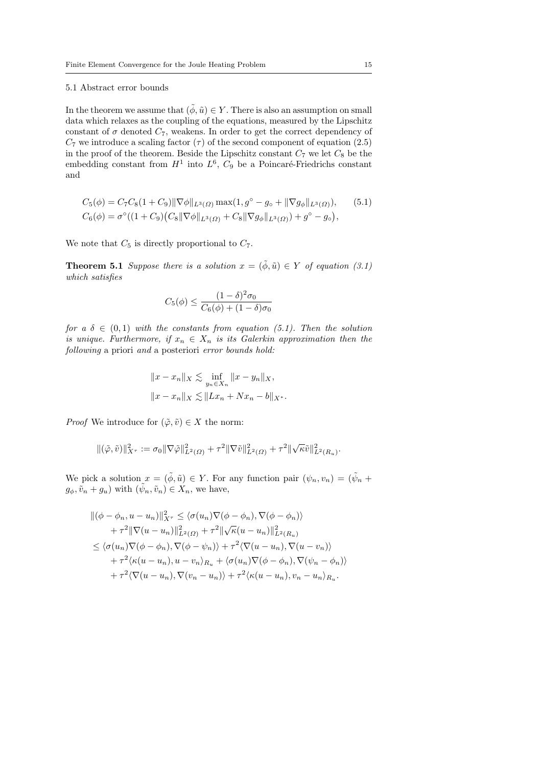### 5.1 Abstract error bounds

In the theorem we assume that $(\tilde{\phi}, \tilde{u}) \in Y$. There is also an assumption on small data which relaxes as the coupling of the equations, measured by the Lipschitz constant of $\sigma$ denoted $C_7$, weakens. In order to get the correct dependency of $C_7$ we introduce a scaling factor ($\tau$) of the second component of equation (2.5) in the proof of the theorem. Beside the Lipschitz constant $C_7$ we let $C_8$ be the embedding constant from $H^1$ into $L^6$, $C_9$ be a Poincaré-Friedrichs constant and

$$
\begin{aligned}
C_5(\phi) &= C_7 C_8 (1 + C_9) \|\nabla \phi\|_{L^3(\Omega)} \max(1, g^\circ - g_\circ + \|\nabla g_\phi\|_{L^3(\Omega)}), \qquad (5.1)\\
C_6(\phi) &= \sigma^\circ((1 + C_9)\big(C_8 \|\nabla \phi\|_{L^3(\Omega)} + C_8 \|\nabla g_\phi\|_{L^3(\Omega)}) + g^\circ - g_\circ\big),
\end{aligned}
$$

We note that $C_5$ is directly proportional to $C_7$.

**Theorem 5.1** *Suppose there is a solution $x = (\tilde{\phi}, \tilde{u}) \in Y$ of equation (3.1) which satisfies*

$$
C_5(\phi) \le \frac{(1-\delta)^2 \sigma_0}{C_6(\phi) + (1-\delta)\sigma_0}
$$

*for a $\delta \in (0, 1)$ with the constants from equation (5.1). Then the solution is unique. Furthermore, if $x_n \in X_n$ is its Galerkin approximation then the following* a priori *and* a posteriori *error bounds hold:*

$$
\begin{aligned}
\|x - x_n\|_X &\lesssim \inf_{y_n \in X_n} \|x - y_n\|_X, \\
\|x - x_n\|_X &\lesssim \|L x_n + N x_n - b\|_{X^*}.
\end{aligned}
$$

*Proof* We introduce for $(\tilde{\varphi}, \tilde{v}) \in X$ the norm:

$$
\|(\tilde{\varphi}, \tilde{v})\|^2_{X^\tau} := \sigma_0 \|\nabla \tilde{\varphi}\|^2_{L^2(\Omega)} + \tau^2 \|\nabla \tilde{v}\|^2_{L^2(\Omega)} + \tau^2 \|\sqrt{\kappa}\tilde{v}\|^2_{L^2(R_u)}.
$$

We pick a solution $x = (\tilde{\phi}, \tilde{u}) \in Y$. For any function pair $(\psi_n, v_n) = (\tilde{\psi}_n + g_\phi, \tilde{v}_n + g_u)$ with $(\tilde{\psi}_n, \tilde{v}_n) \in X_n$, we have,

$$
\begin{aligned}
\|(\phi - \phi_n, u - u_n)\|^2_{X^\tau} &\le \langle \sigma(u_n) \nabla (\phi - \phi_n), \nabla(\phi - \phi_n) \rangle \\
&\quad + \tau^2 \|\nabla (u - u_n)\|^2_{L^2(\Omega)} + \tau^2 \|\sqrt{\kappa}(u - u_n)\|^2_{L^2(R_u)} \\
&\le \langle \sigma(u_n) \nabla(\phi - \phi_n), \nabla(\phi - \psi_n) \rangle + \tau^2 \langle \nabla (u - u_n), \nabla (u - v_n) \rangle \\
&\quad + \tau^2 \langle \kappa (u - u_n), u - v_n \rangle_{R_u} + \langle \sigma(u_n) \nabla (\phi - \phi_n), \nabla(\psi_n - \phi_n) \rangle \\
&\quad + \tau^2 \langle \nabla(u - u_n), \nabla(v_n - u_n) \rangle + \tau^2 \langle \kappa(u - u_n), v_n - u_n \rangle_{R_u}.
\end{aligned}
$$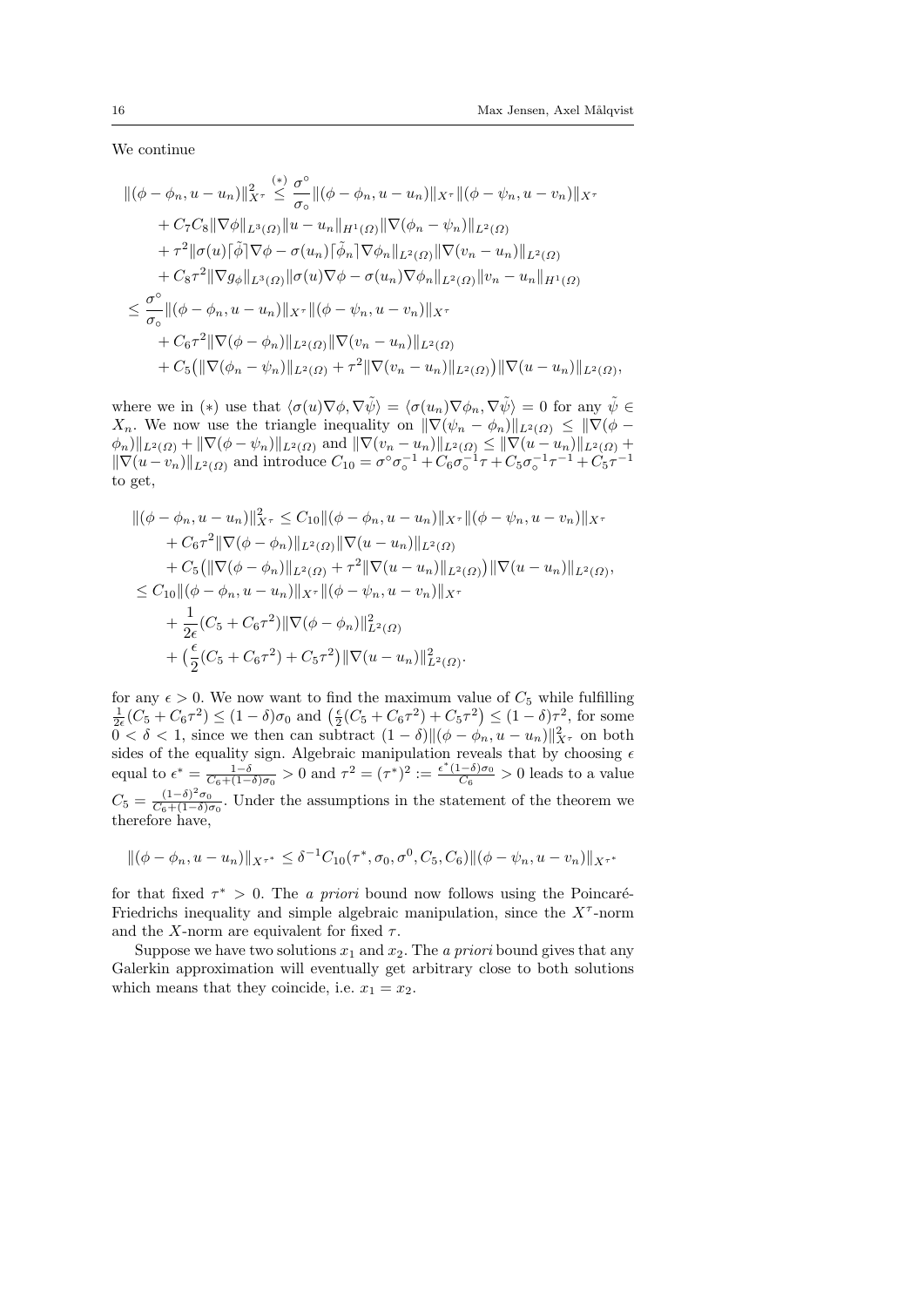We continue

$$
\begin{aligned}
\|(\phi-\phi_n,u-u_n)\|_{X^\tau}^2 &\overset{(*)}{\leq} \frac{\sigma^\circ}{\sigma_\circ}\|(\phi-\phi_n,u-u_n)\|_{X^\tau}\|(\phi-\psi_n,u-v_n)\|_{X^\tau} \\
&+ C_7C_8\|\nabla\phi\|_{L^3(\Omega)}\|u-u_n\|_{H^1(\Omega)}\|\nabla(\phi_n-\psi_n)\|_{L^2(\Omega)} \\
&+ \tau^2\|\sigma(u)\lceil\tilde\phi\rceil\nabla\phi-\sigma(u_n)\lceil\tilde\phi_n\rceil\nabla\phi_n\|_{L^2(\Omega)}\|\nabla(v_n-u_n)\|_{L^2(\Omega)} \\
&+ C_8\tau^2\|\nabla g_\phi\|_{L^3(\Omega)}\|\sigma(u)\nabla\phi-\sigma(u_n)\nabla\phi_n\|_{L^2(\Omega)}\|v_n-u_n\|_{H^1(\Omega)} \\
&\leq \frac{\sigma^\circ}{\sigma_\circ}\|(\phi-\phi_n,u-u_n)\|_{X^\tau}\|(\phi-\psi_n,u-v_n)\|_{X^\tau} \\
&+ C_6\tau^2\|\nabla(\phi-\phi_n)\|_{L^2(\Omega)}\|\nabla(v_n-u_n)\|_{L^2(\Omega)} \\
&+ C_5\big(\|\nabla(\phi_n-\psi_n)\|_{L^2(\Omega)}+\tau^2\|\nabla(v_n-u_n)\|_{L^2(\Omega)}\big)\|\nabla(u-u_n)\|_{L^2(\Omega)},
\end{aligned}
$$

where we in $(*)$ use that $\langle\sigma(u)\nabla\phi,\nabla\tilde\psi\rangle = \langle\sigma(u_n)\nabla\phi_n,\nabla\tilde\psi\rangle = 0$ for any $\tilde\psi \in X_n$. We now use the triangle inequality on $\|\nabla(\psi_n-\phi_n)\|_{L^2(\Omega)} \leq \|\nabla(\phi-\phi_n)\|_{L^2(\Omega)} + \|\nabla(\phi-\psi_n)\|_{L^2(\Omega)}$ and $\|\nabla(v_n-u_n)\|_{L^2(\Omega)} \leq \|\nabla(u-u_n)\|_{L^2(\Omega)} + \|\nabla(u-v_n)\|_{L^2(\Omega)}$ and introduce $C_{10} = \sigma^\circ\sigma_\circ^{-1} + C_6\sigma_\circ^{-1}\tau + C_5\sigma_\circ^{-1}\tau^{-1} + C_5\tau^{-1}$ to get,

$$
\begin{aligned}
\|(\phi-\phi_n,u-u_n)\|_{X^\tau}^2 &\leq C_{10}\|(\phi-\phi_n,u-u_n)\|_{X^\tau}\|(\phi-\psi_n,u-v_n)\|_{X^\tau} \\
&+ C_6\tau^2\|\nabla(\phi-\phi_n)\|_{L^2(\Omega)}\|\nabla(u-u_n)\|_{L^2(\Omega)} \\
&+ C_5\big(\|\nabla(\phi-\phi_n)\|_{L^2(\Omega)}+\tau^2\|\nabla(u-u_n)\|_{L^2(\Omega)}\big)\|\nabla(u-u_n)\|_{L^2(\Omega)}, \\
&\leq C_{10}\|(\phi-\phi_n,u-u_n)\|_{X^\tau}\|(\phi-\psi_n,u-v_n)\|_{X^\tau} \\
&+ \frac{1}{2\epsilon}(C_5+C_6\tau^2)\|\nabla(\phi-\phi_n)\|_{L^2(\Omega)}^2 \\
&+ \big(\frac{\epsilon}{2}(C_5+C_6\tau^2)+C_5\tau^2\big)\|\nabla(u-u_n)\|_{L^2(\Omega)}^2.
\end{aligned}
$$

for any $\epsilon > 0$. We now want to find the maximum value of $C_5$ while fulfilling $\frac{1}{2\epsilon}(C_5+C_6\tau^2) \leq (1-\delta)\sigma_0$ and $\big(\frac{\epsilon}{2}(C_5+C_6\tau^2)+C_5\tau^2\big) \leq (1-\delta)\tau^2$, for some $0 < \delta < 1$, since we then can subtract $(1-\delta)\|(\phi-\phi_n,u-u_n)\|_{X^\tau}^2$ on both sides of the equality sign. Algebraic manipulation reveals that by choosing $\epsilon$ equal to $\epsilon^* = \frac{1-\delta}{C_6+(1-\delta)\sigma_0} > 0$ and $\tau^2 = (\tau^*)^2 := \frac{\epsilon^*(1-\delta)\sigma_0}{C_6} > 0$ leads to a value $C_5 = \frac{(1-\delta)^2\sigma_0}{C_6+(1-\delta)\sigma_0}$. Under the assumptions in the statement of the theorem we therefore have,

$$
\|(\phi-\phi_n,u-u_n)\|_{X^{\tau^*}} \leq \delta^{-1}C_{10}(\tau^*,\sigma_0,\sigma^0,C_5,C_6)\|(\phi-\psi_n,u-v_n)\|_{X^{\tau^*}}
$$

for that fixed $\tau^* > 0$. The *a priori* bound now follows using the Poincaré-Friedrichs inequality and simple algebraic manipulation, since the $X^\tau$-norm and the $X$-norm are equivalent for fixed $\tau$.

Suppose we have two solutions $x_1$ and $x_2$. The *a priori* bound gives that any Galerkin approximation will eventually get arbitrary close to both solutions which means that they coincide, i.e. $x_1 = x_2$.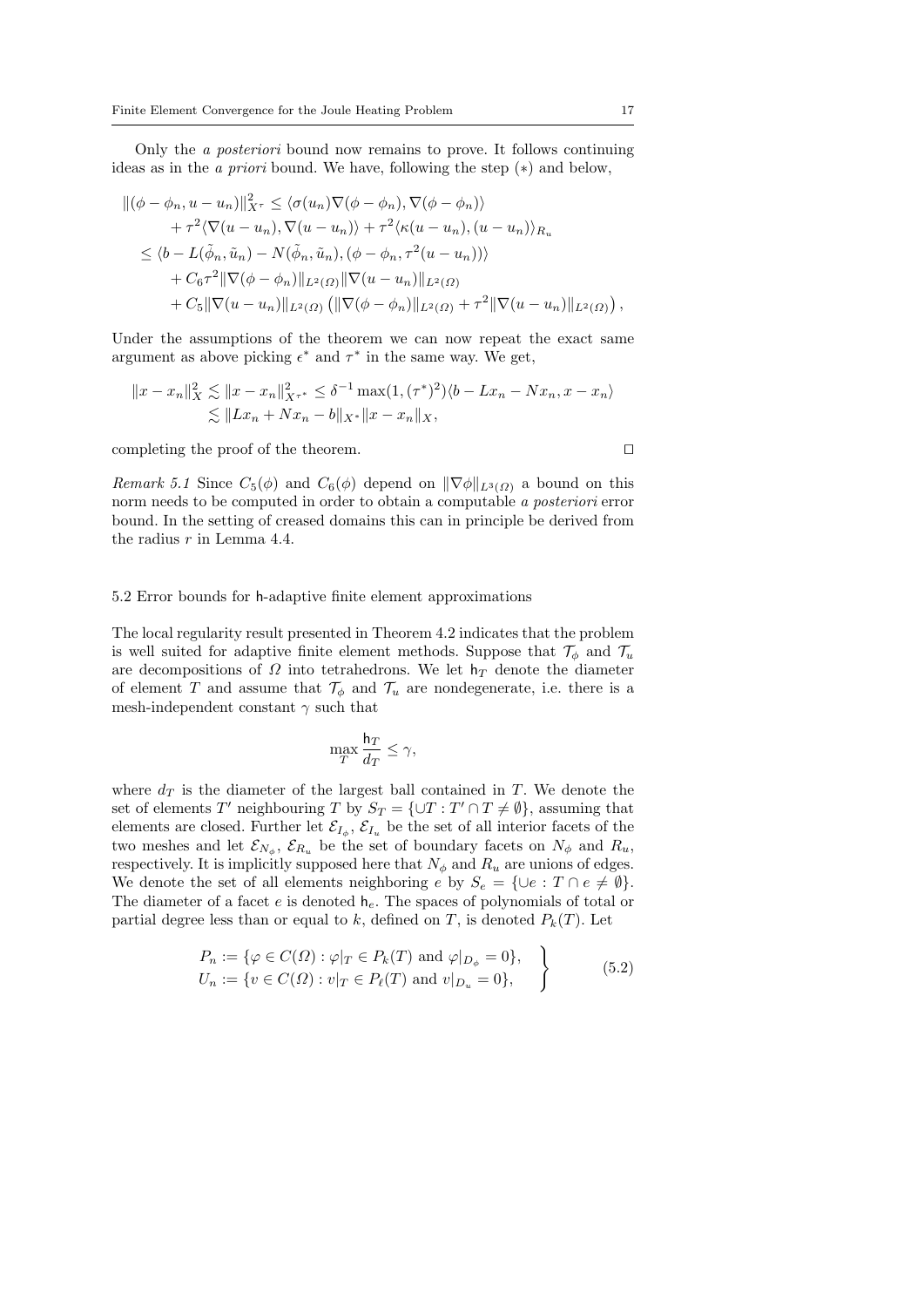Only the *a posteriori* bound now remains to prove. It follows continuing ideas as in the *a priori* bound. We have, following the step (∗) and below,

$$
\begin{aligned}
\|(\phi - \phi_n, u - u_n)\|_{X^\tau}^2 &\leq \langle \sigma(u_n)\nabla(\phi - \phi_n), \nabla(\phi - \phi_n)\rangle \\
&\quad + \tau^2\langle \nabla(u - u_n), \nabla(u - u_n)\rangle + \tau^2\langle \kappa(u - u_n), (u - u_n)\rangle_{R_u} \\
&\leq \langle b - L(\tilde{\phi}_n, \tilde{u}_n) - N(\tilde{\phi}_n, \tilde{u}_n), (\phi - \phi_n, \tau^2(u - u_n))\rangle \\
&\quad + C_6\tau^2\|\nabla(\phi - \phi_n)\|_{L^2(\Omega)}\|\nabla(u - u_n)\|_{L^2(\Omega)} \\
&\quad + C_5\|\nabla(u - u_n)\|_{L^2(\Omega)}\left(\|\nabla(\phi - \phi_n)\|_{L^2(\Omega)} + \tau^2\|\nabla(u - u_n)\|_{L^2(\Omega)}\right),
\end{aligned}
$$

Under the assumptions of the theorem we can now repeat the exact same argument as above picking $\epsilon^*$ and $\tau^*$ in the same way. We get,

$$
\begin{aligned}
\|x - x_n\|_X^2 \lesssim \|x - x_n\|_{X^{\tau^*}}^2 &\leq \delta^{-1}\max(1, (\tau^*)^2)\langle b - Lx_n - Nx_n, x - x_n\rangle \\
&\lesssim \|Lx_n + Nx_n - b\|_{X^*}\|x - x_n\|_X,
\end{aligned}
$$

completing the proof of the theorem. □

*Remark 5.1* Since $C_5(\phi)$ and $C_6(\phi)$ depend on $\|\nabla\phi\|_{L^3(\Omega)}$ a bound on this norm needs to be computed in order to obtain a computable *a posteriori* error bound. In the setting of creased domains this can in principle be derived from the radius $r$ in Lemma 4.4.

## 5.2 Error bounds for h-adaptive finite element approximations

The local regularity result presented in Theorem 4.2 indicates that the problem is well suited for adaptive finite element methods. Suppose that $\mathcal{T}_\phi$ and $\mathcal{T}_u$ are decompositions of $\Omega$ into tetrahedrons. We let $\mathsf{h}_T$ denote the diameter of element $T$ and assume that $\mathcal{T}_\phi$ and $\mathcal{T}_u$ are nondegenerate, i.e. there is a mesh-independent constant $\gamma$ such that

$$
\max_T \frac{\mathsf{h}_T}{d_T} \leq \gamma,
$$

where $d_T$ is the diameter of the largest ball contained in $T$. We denote the set of elements $T'$ neighbouring $T$ by $S_T = \{\cup T : T' \cap T \neq \emptyset\}$, assuming that elements are closed. Further let $\mathcal{E}_{I_\phi}$, $\mathcal{E}_{I_u}$ be the set of all interior facets of the two meshes and let $\mathcal{E}_{N_\phi}$, $\mathcal{E}_{R_u}$ be the set of boundary facets on $N_\phi$ and $R_u$, respectively. It is implicitly supposed here that $N_\phi$ and $R_u$ are unions of edges. We denote the set of all elements neighboring $e$ by $S_e = \{\cup e : T \cap e \neq \emptyset\}$. The diameter of a facet $e$ is denoted $\mathsf{h}_e$. The spaces of polynomials of total or partial degree less than or equal to $k$, defined on $T$, is denoted $P_k(T)$. Let

$$
\left.
\begin{aligned}
P_n &:= \{\varphi \in C(\Omega) : \varphi|_T \in P_k(T) \text{ and } \varphi|_{D_\phi} = 0\}, \\
U_n &:= \{v \in C(\Omega) : v|_T \in P_\ell(T) \text{ and } v|_{D_u} = 0\},
\end{aligned}
\right\} \tag{5.2}
$$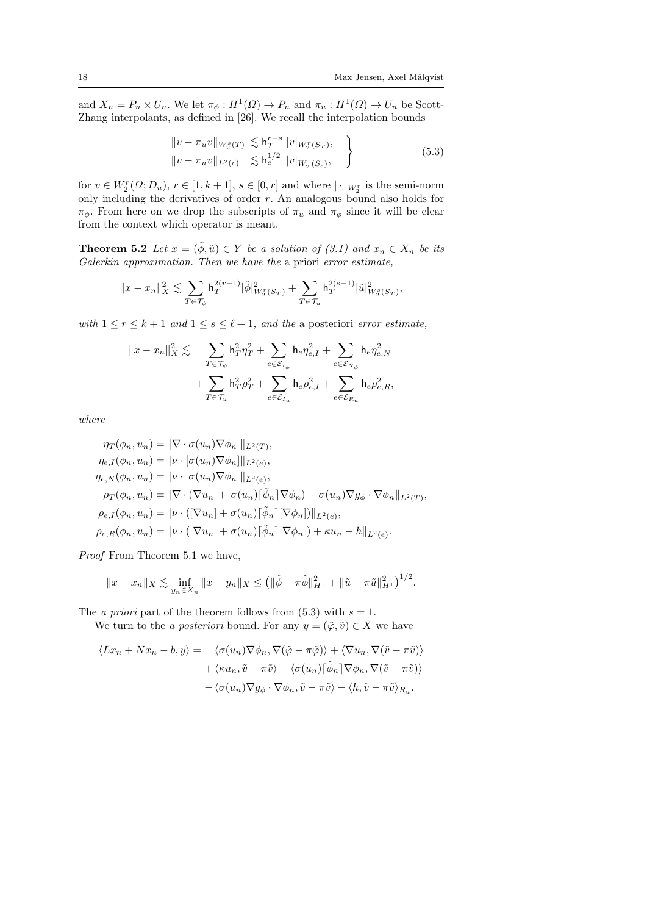and $X_n = P_n \times U_n$. We let $\pi_\phi : H^1(\Omega) \to P_n$ and $\pi_u : H^1(\Omega) \to U_n$ be Scott-Zhang interpolants, as defined in [26]. We recall the interpolation bounds

$$
\left.\begin{aligned}
\|v - \pi_u v\|_{W_2^s(T)} &\lesssim \mathsf{h}_T^{r-s} \, |v|_{W_2^r(S_T)}, \\
\|v - \pi_u v\|_{L^2(e)} &\lesssim \mathsf{h}_e^{1/2} \, |v|_{W_2^1(S_e)},
\end{aligned}\right\} \tag{5.3}
$$

for $v \in W_2^r(\Omega; D_u)$, $r \in [1, k+1]$, $s \in [0, r]$ and where $|\cdot|_{W_2^r}$ is the semi-norm only including the derivatives of order $r$. An analogous bound also holds for $\pi_\phi$. From here on we drop the subscripts of $\pi_u$ and $\pi_\phi$ since it will be clear from the context which operator is meant.

**Theorem 5.2** *Let $x = (\tilde\phi, \tilde u) \in Y$ be a solution of (3.1) and $x_n \in X_n$ be its Galerkin approximation. Then we have the* a priori *error estimate,*

$$
\|x - x_n\|_X^2 \lesssim \sum_{T \in \mathcal{T}_\phi} \mathsf{h}_T^{2(r-1)} |\tilde\phi|^2_{W_2^r(S_T)} + \sum_{T \in \mathcal{T}_u} \mathsf{h}_T^{2(s-1)} |\tilde u|^2_{W_2^s(S_T)},
$$

*with $1 \le r \le k+1$ and $1 \le s \le \ell + 1$, and the* a posteriori *error estimate,*

$$
\begin{aligned}
\|x - x_n\|_X^2 \lesssim \quad & \sum_{T \in \mathcal{T}_\phi} \mathsf{h}_T^2 \eta_T^2 + \sum_{e \in \mathcal{E}_{I_\phi}} \mathsf{h}_e \eta_{e,I}^2 + \sum_{e \in \mathcal{E}_{N_\phi}} \mathsf{h}_e \eta_{e,N}^2 \\
& + \sum_{T \in \mathcal{T}_u} \mathsf{h}_T^2 \rho_T^2 + \sum_{e \in \mathcal{E}_{I_u}} \mathsf{h}_e \rho_{e,I}^2 + \sum_{e \in \mathcal{E}_{R_u}} \mathsf{h}_e \rho_{e,R}^2,
\end{aligned}
$$

*where*

$$
\begin{aligned}
\eta_T(\phi_n, u_n) &= \|\nabla \cdot \sigma(u_n) \nabla \phi_n \|_{L^2(T)}, \\
\eta_{e,I}(\phi_n, u_n) &= \|\nu \cdot [\sigma(u_n) \nabla \phi_n]\|_{L^2(e)}, \\
\eta_{e,N}(\phi_n, u_n) &= \|\nu \cdot \ \sigma(u_n) \nabla \phi_n \|_{L^2(e)}, \\
\rho_T(\phi_n, u_n) &= \|\nabla \cdot (\nabla u_n + \sigma(u_n) \lceil \tilde\phi_n \rceil \nabla \phi_n) + \sigma(u_n) \nabla g_\phi \cdot \nabla \phi_n\|_{L^2(T)}, \\
\rho_{e,I}(\phi_n, u_n) &= \|\nu \cdot ([\nabla u_n] + \sigma(u_n) \lceil \tilde\phi_n \rceil [\nabla \phi_n])\|_{L^2(e)}, \\
\rho_{e,R}(\phi_n, u_n) &= \|\nu \cdot ( \nabla u_n + \sigma(u_n) \lceil \tilde\phi_n \rceil \nabla \phi_n ) + \kappa u_n - h\|_{L^2(e)}.
\end{aligned}
$$

*Proof* From Theorem 5.1 we have,

$$
\|x - x_n\|_X \lesssim \inf_{y_n \in X_n} \|x - y_n\|_X \le \left(\|\tilde\phi - \pi\tilde\phi\|_{H^1}^2 + \|\tilde u - \pi \tilde u\|_{H^1}^2\right)^{1/2}.
$$

The *a priori* part of the theorem follows from (5.3) with $s = 1$.

We turn to the *a posteriori* bound. For any $y = (\tilde\varphi, \tilde v) \in X$ we have

$$
\begin{aligned}
\langle L x_n + N x_n - b, y\rangle = \quad & \langle \sigma(u_n) \nabla \phi_n, \nabla(\tilde\varphi - \pi\tilde\varphi)\rangle + \langle \nabla u_n, \nabla(\tilde v - \pi \tilde v)\rangle \\
& + \langle \kappa u_n, \tilde v - \pi \tilde v\rangle + \langle \sigma(u_n) \lceil \tilde\phi_n \rceil \nabla \phi_n, \nabla(\tilde v - \pi\tilde v)\rangle \\
& - \langle \sigma(u_n) \nabla g_\phi \cdot \nabla \phi_n, \tilde v - \pi \tilde v\rangle - \langle h, \tilde v - \pi\tilde v\rangle_{R_u}.
\end{aligned}
$$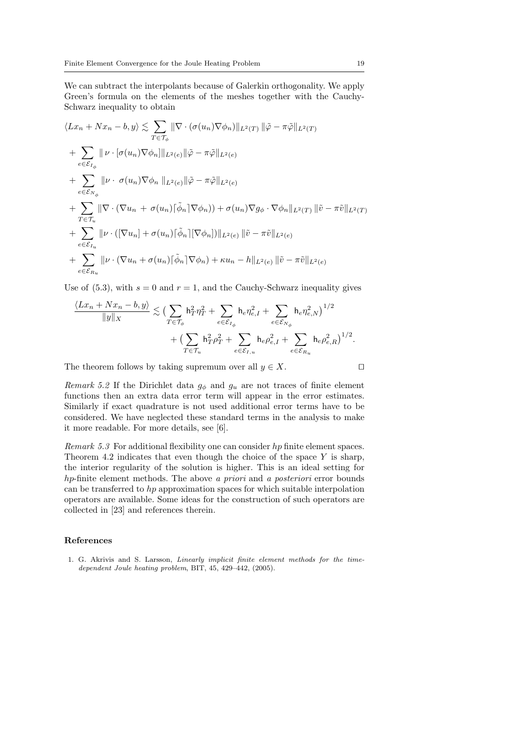We can subtract the interpolants because of Galerkin orthogonality. We apply Green's formula on the elements of the meshes together with the Cauchy-Schwarz inequality to obtain

$$
\begin{aligned}
\langle Lx_n + Nx_n - b, y\rangle &\lesssim \sum_{T\in\mathcal{T}_\phi} \|\nabla\cdot(\sigma(u_n)\nabla\phi_n)\|_{L^2(T)}\,\|\tilde{\varphi} - \pi\tilde{\varphi}\|_{L^2(T)} \\
&+ \sum_{e\in\mathcal{E}_{I_\phi}} \|\,\nu\cdot[\sigma(u_n)\nabla\phi_n]\|_{L^2(e)}\|\tilde{\varphi} - \pi\tilde{\varphi}\|_{L^2(e)} \\
&+ \sum_{e\in\mathcal{E}_{N_\phi}} \|\nu\cdot\ \sigma(u_n)\nabla\phi_n\ \|_{L^2(e)}\|\tilde{\varphi} - \pi\tilde{\varphi}\|_{L^2(e)} \\
&+ \sum_{T\in\mathcal{T}_u} \|\nabla\cdot(\nabla u_n\ +\ \sigma(u_n)\lceil\tilde{\phi}_n\rceil\nabla\phi_n)) + \sigma(u_n)\nabla g_\phi\cdot\nabla\phi_n\|_{L^2(T)}\,\|\tilde{v} - \pi\tilde{v}\|_{L^2(T)} \\
&+ \sum_{e\in\mathcal{E}_{I_u}} \|\nu\cdot([\nabla u_n] + \sigma(u_n)\lceil\tilde{\phi}_n\rceil[\nabla\phi_n])\|_{L^2(e)}\,\|\tilde{v} - \pi\tilde{v}\|_{L^2(e)} \\
&+ \sum_{e\in\mathcal{E}_{R_u}} \|\nu\cdot(\nabla u_n + \sigma(u_n)\lceil\tilde{\phi}_n\rceil\nabla\phi_n) + \kappa u_n - h\|_{L^2(e)}\,\|\tilde{v} - \pi\tilde{v}\|_{L^2(e)}
\end{aligned}
$$

Use of (5.3), with $s = 0$ and $r = 1$, and the Cauchy-Schwarz inequality gives

$$
\begin{aligned}
\frac{\langle Lx_n + Nx_n - b, y\rangle}{\|y\|_X} &\lesssim \Big(\sum_{T\in\mathcal{T}_\phi} \mathsf{h}_T^2\eta_T^2 + \sum_{e\in\mathcal{E}_{I_\phi}} \mathsf{h}_e\eta_{e,I}^2 + \sum_{e\in\mathcal{E}_{N_\phi}} \mathsf{h}_e\eta_{e,N}^2\Big)^{1/2} \\
&\quad + \Big(\sum_{T\in\mathcal{T}_u} \mathsf{h}_T^2\rho_T^2 + \sum_{e\in\mathcal{E}_{I,u}} \mathsf{h}_e\rho_{e,I}^2 + \sum_{e\in\mathcal{E}_{R_u}} \mathsf{h}_e\rho_{e,R}^2\Big)^{1/2}.
\end{aligned}
$$

The theorem follows by taking supremum over all $y \in X$. $\square$

*Remark 5.2* If the Dirichlet data $g_\phi$ and $g_u$ are not traces of finite element functions then an extra data error term will appear in the error estimates. Similarly if exact quadrature is not used additional error terms have to be considered. We have neglected these standard terms in the analysis to make it more readable. For more details, see [6].

*Remark 5.3* For additional flexibility one can consider *hp* finite element spaces. Theorem 4.2 indicates that even though the choice of the space $Y$ is sharp, the interior regularity of the solution is higher. This is an ideal setting for *hp*-finite element methods. The above *a priori* and *a posteriori* error bounds can be transferred to *hp* approximation spaces for which suitable interpolation operators are available. Some ideas for the construction of such operators are collected in [23] and references therein.

## References

1. G. Akrivis and S. Larsson, *Linearly implicit finite element methods for the time-dependent Joule heating problem*, BIT, 45, 429–442, (2005).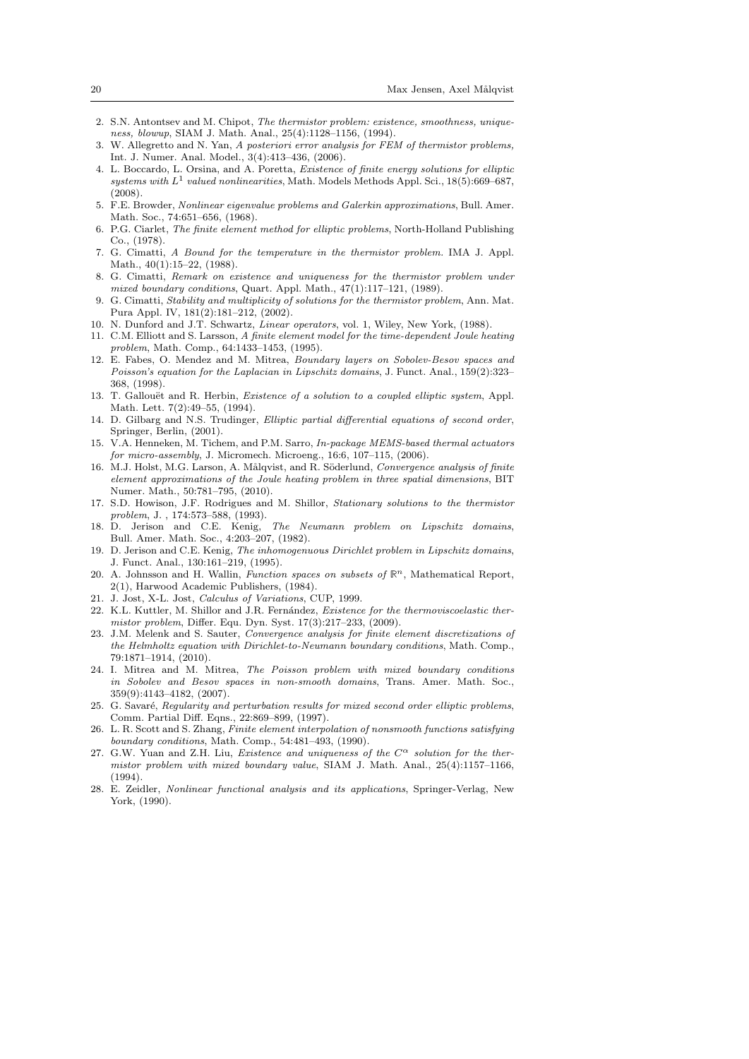2. S.N. Antontsev and M. Chipot, *The thermistor problem: existence, smoothness, uniqueness, blowup*, SIAM J. Math. Anal., 25(4):1128–1156, (1994).
3. W. Allegretto and N. Yan, *A posteriori error analysis for FEM of thermistor problems,* Int. J. Numer. Anal. Model., 3(4):413–436, (2006).
4. L. Boccardo, L. Orsina, and A. Poretta, *Existence of finite energy solutions for elliptic systems with $L^1$ valued nonlinearities*, Math. Models Methods Appl. Sci., 18(5):669–687, (2008).
5. F.E. Browder, *Nonlinear eigenvalue problems and Galerkin approximations*, Bull. Amer. Math. Soc., 74:651–656, (1968).
6. P.G. Ciarlet, *The finite element method for elliptic problems*, North-Holland Publishing Co., (1978).
7. G. Cimatti, *A Bound for the temperature in the thermistor problem.* IMA J. Appl. Math., 40(1):15–22, (1988).
8. G. Cimatti, *Remark on existence and uniqueness for the thermistor problem under mixed boundary conditions*, Quart. Appl. Math., 47(1):117–121, (1989).
9. G. Cimatti, *Stability and multiplicity of solutions for the thermistor problem*, Ann. Mat. Pura Appl. IV, 181(2):181–212, (2002).
10. N. Dunford and J.T. Schwartz, *Linear operators*, vol. 1, Wiley, New York, (1988).
11. C.M. Elliott and S. Larsson, *A finite element model for the time-dependent Joule heating problem*, Math. Comp., 64:1433–1453, (1995).
12. E. Fabes, O. Mendez and M. Mitrea, *Boundary layers on Sobolev-Besov spaces and Poisson's equation for the Laplacian in Lipschitz domains*, J. Funct. Anal., 159(2):323–368, (1998).
13. T. Gallouët and R. Herbin, *Existence of a solution to a coupled elliptic system*, Appl. Math. Lett. 7(2):49–55, (1994).
14. D. Gilbarg and N.S. Trudinger, *Elliptic partial differential equations of second order*, Springer, Berlin, (2001).
15. V.A. Henneken, M. Tichem, and P.M. Sarro, *In-package MEMS-based thermal actuators for micro-assembly*, J. Micromech. Microeng., 16:6, 107–115, (2006).
16. M.J. Holst, M.G. Larson, A. Målqvist, and R. Söderlund, *Convergence analysis of finite element approximations of the Joule heating problem in three spatial dimensions*, BIT Numer. Math., 50:781–795, (2010).
17. S.D. Howison, J.F. Rodrigues and M. Shillor, *Stationary solutions to the thermistor problem*, J. , 174:573–588, (1993).
18. D. Jerison and C.E. Kenig, *The Neumann problem on Lipschitz domains*, Bull. Amer. Math. Soc., 4:203–207, (1982).
19. D. Jerison and C.E. Kenig, *The inhomogenuous Dirichlet problem in Lipschitz domains*, J. Funct. Anal., 130:161–219, (1995).
20. A. Johnsson and H. Wallin, *Function spaces on subsets of $\mathbb{R}^n$*, Mathematical Report, 2(1), Harwood Academic Publishers, (1984).
21. J. Jost, X-L. Jost, *Calculus of Variations*, CUP, 1999.
22. K.L. Kuttler, M. Shillor and J.R. Fernández, *Existence for the thermoviscoelastic thermistor problem*, Differ. Equ. Dyn. Syst. 17(3):217–233, (2009).
23. J.M. Melenk and S. Sauter, *Convergence analysis for finite element discretizations of the Helmholtz equation with Dirichlet-to-Neumann boundary conditions*, Math. Comp., 79:1871–1914, (2010).
24. I. Mitrea and M. Mitrea, *The Poisson problem with mixed boundary conditions in Sobolev and Besov spaces in non-smooth domains*, Trans. Amer. Math. Soc., 359(9):4143–4182, (2007).
25. G. Savaré, *Regularity and perturbation results for mixed second order elliptic problems*, Comm. Partial Diff. Eqns., 22:869–899, (1997).
26. L. R. Scott and S. Zhang, *Finite element interpolation of nonsmooth functions satisfying boundary conditions*, Math. Comp., 54:481–493, (1990).
27. G.W. Yuan and Z.H. Liu, *Existence and uniqueness of the $C^\alpha$ solution for the thermistor problem with mixed boundary value*, SIAM J. Math. Anal., 25(4):1157–1166, (1994).
28. E. Zeidler, *Nonlinear functional analysis and its applications*, Springer-Verlag, New York, (1990).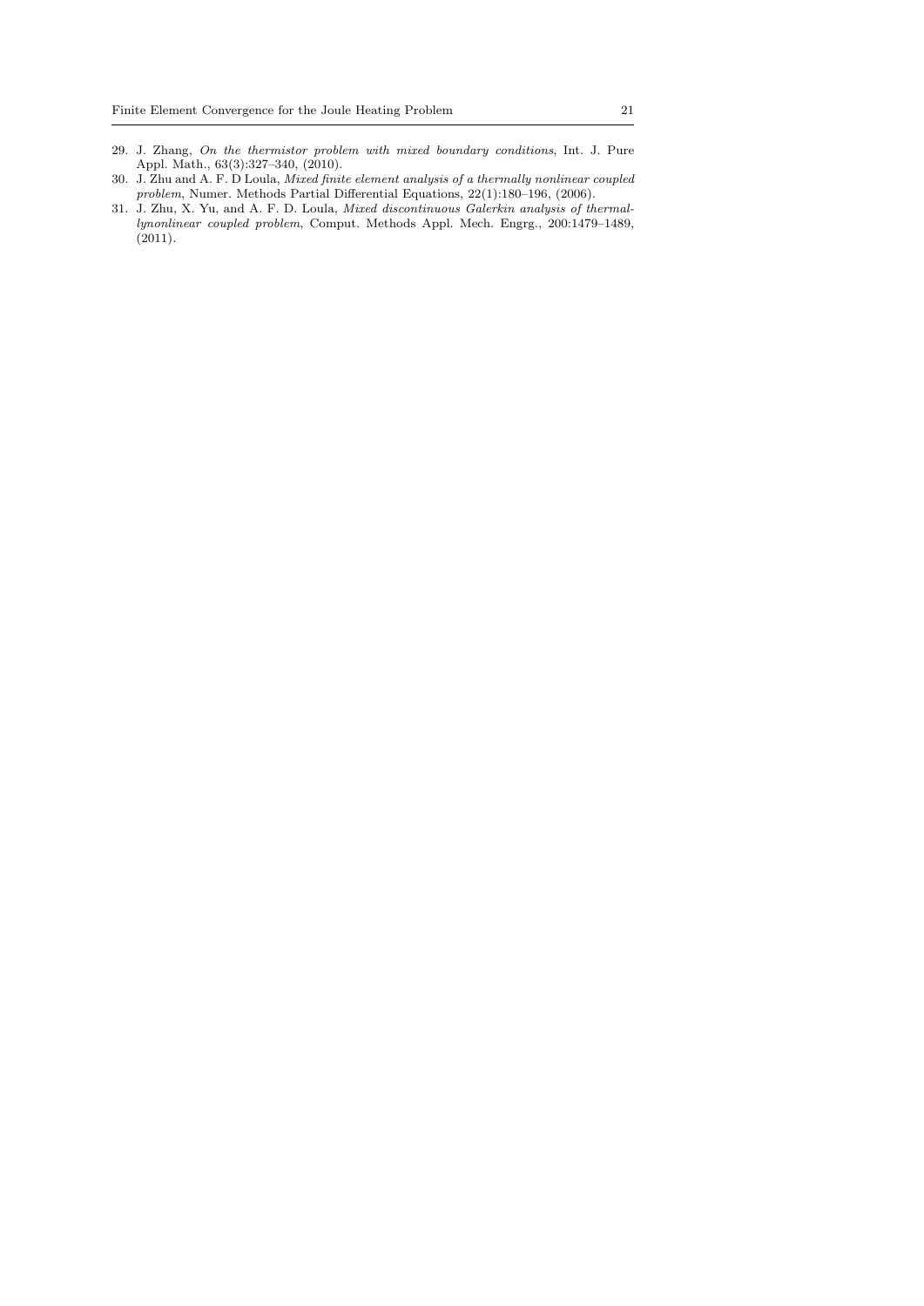29. J. Zhang, *On the thermistor problem with mixed boundary conditions*, Int. J. Pure Appl. Math., 63(3):327–340, (2010).
30. J. Zhu and A. F. D Loula, *Mixed finite element analysis of a thermally nonlinear coupled problem*, Numer. Methods Partial Differential Equations, 22(1):180–196, (2006).
31. J. Zhu, X. Yu, and A. F. D. Loula, *Mixed discontinuous Galerkin analysis of thermallynonlinear coupled problem*, Comput. Methods Appl. Mech. Engrg., 200:1479–1489, (2011).